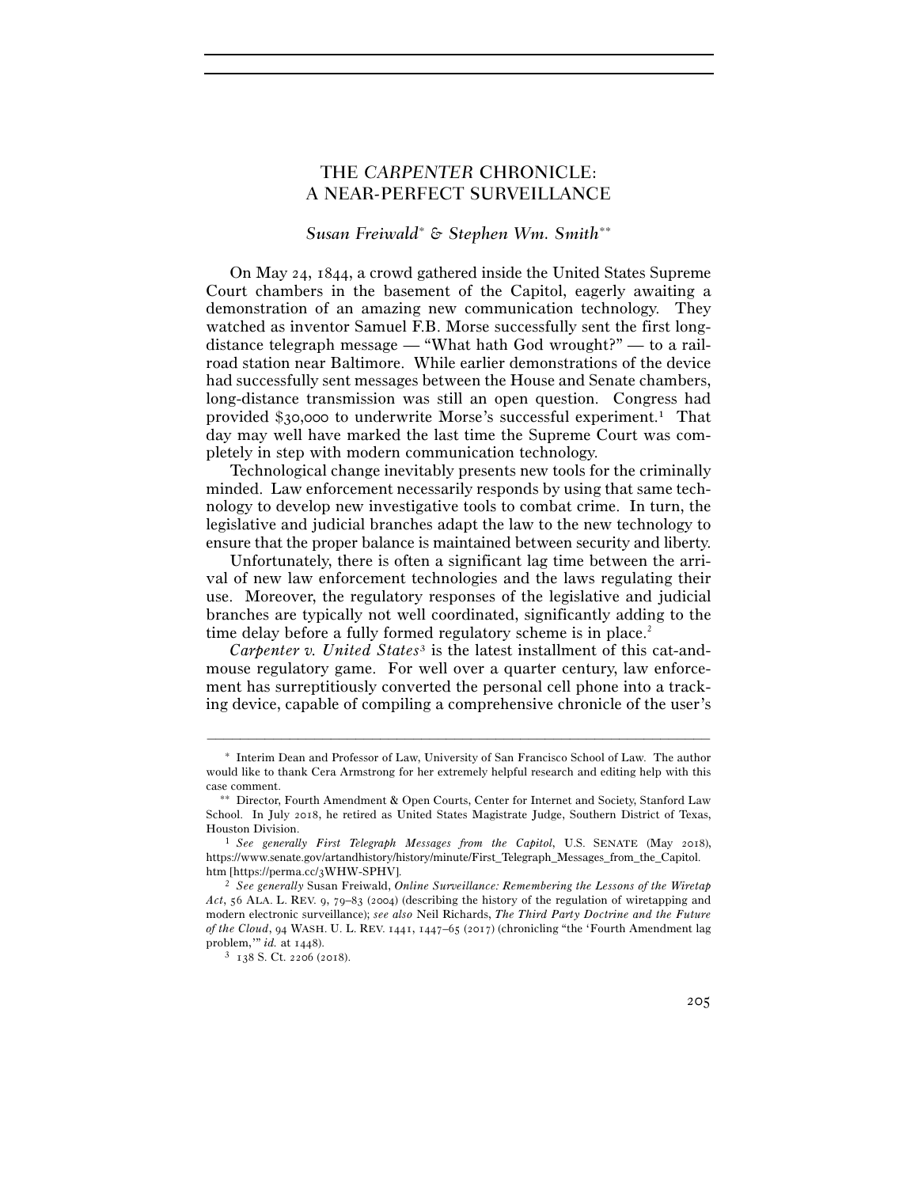# THE *CARPENTER* CHRONICLE: A NEAR-PERFECT SURVEILLANCE

*Susan Freiwald\* & Stephen Wm. Smith\*\**

On May 24, 1844, a crowd gathered inside the United States Supreme Court chambers in the basement of the Capitol, eagerly awaiting a demonstration of an amazing new communication technology. They watched as inventor Samuel F.B. Morse successfully sent the first long-distance telegraph message — "What hath God wrought?" — to a railroad station near Baltimore. While earlier demonstrations of the device had successfully sent messages between the House and Senate chambers, long-distance transmission was still an open question. Congress had provided $30,000 to underwrite Morse's successful experiment.[1] That day may well have marked the last time the Supreme Court was completely in step with modern communication technology.

Technological change inevitably presents new tools for the criminally minded. Law enforcement necessarily responds by using that same technology to develop new investigative tools to combat crime. In turn, the legislative and judicial branches adapt the law to the new technology to ensure that the proper balance is maintained between security and liberty.

Unfortunately, there is often a significant lag time between the arrival of new law enforcement technologies and the laws regulating their use. Moreover, the regulatory responses of the legislative and judicial branches are typically not well coordinated, significantly adding to the time delay before a fully formed regulatory scheme is in place.[2]

*Carpenter v. United States*[3] is the latest installment of this cat-and-mouse regulatory game. For well over a quarter century, law enforcement has surreptitiously converted the personal cell phone into a tracking device, capable of compiling a comprehensive chronicle of the user's

---

\* Interim Dean and Professor of Law, University of San Francisco School of Law. The author would like to thank Cera Armstrong for her extremely helpful research and editing help with this case comment.

\*\* Director, Fourth Amendment & Open Courts, Center for Internet and Society, Stanford Law School. In July 2018, he retired as United States Magistrate Judge, Southern District of Texas, Houston Division.

[1] *See generally First Telegraph Messages from the Capitol*, U.S. SENATE (May 2018), https://www.senate.gov/artandhistory/history/minute/First_Telegraph_Messages_from_the_Capitol.htm [https://perma.cc/3WHW-SPHV].

[2] *See generally* Susan Freiwald, *Online Surveillance: Remembering the Lessons of the Wiretap Act*, 56 ALA. L. REV. 9, 79–83 (2004) (describing the history of the regulation of wiretapping and modern electronic surveillance); *see also* Neil Richards, *The Third Party Doctrine and the Future of the Cloud*, 94 WASH. U. L. REV. 1441, 1447–65 (2017) (chronicling "the 'Fourth Amendment lag problem,'" *id.* at 1448).

[3] 138 S. Ct. 2206 (2018).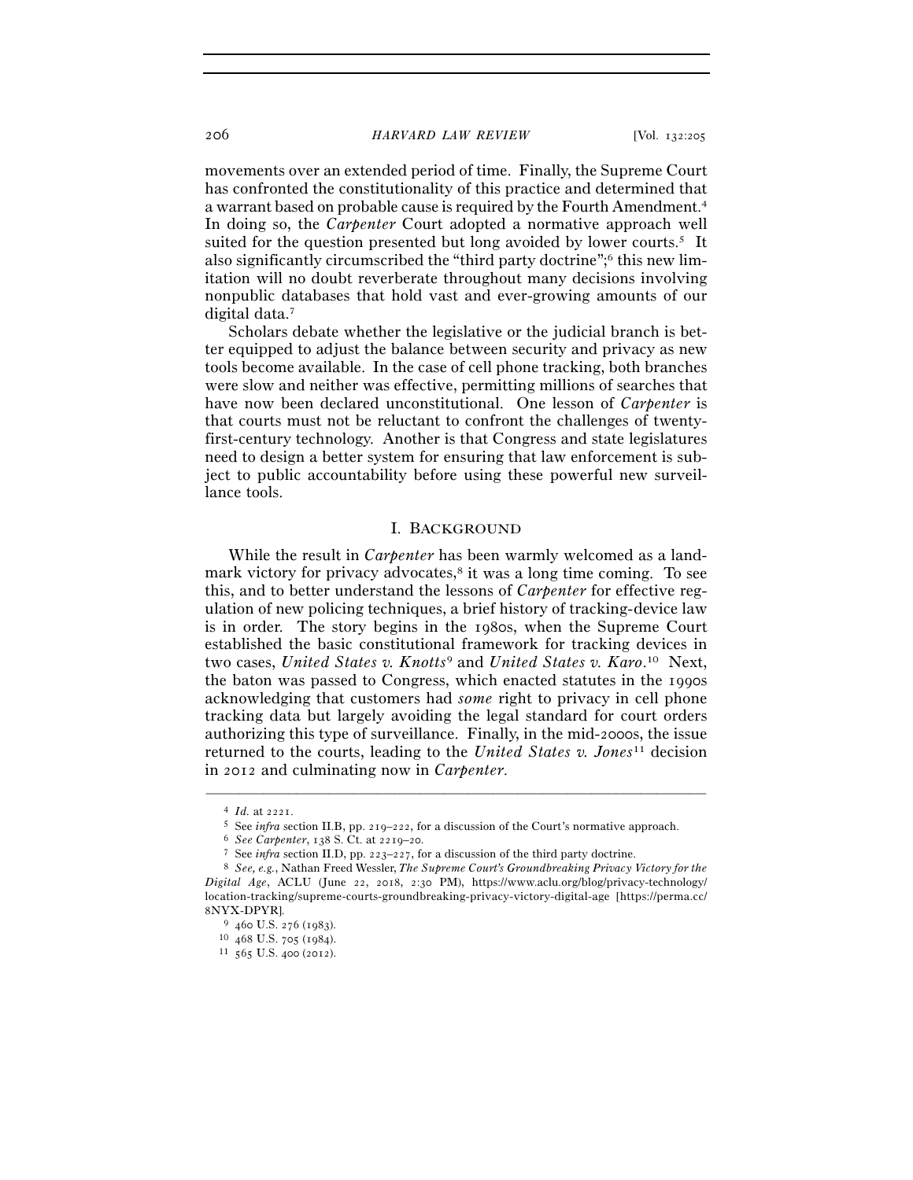movements over an extended period of time. Finally, the Supreme Court has confronted the constitutionality of this practice and determined that a warrant based on probable cause is required by the Fourth Amendment.[4] In doing so, the *Carpenter* Court adopted a normative approach well suited for the question presented but long avoided by lower courts.[5] It also significantly circumscribed the "third party doctrine";[6] this new limitation will no doubt reverberate throughout many decisions involving nonpublic databases that hold vast and ever-growing amounts of our digital data.[7]

Scholars debate whether the legislative or the judicial branch is better equipped to adjust the balance between security and privacy as new tools become available. In the case of cell phone tracking, both branches were slow and neither was effective, permitting millions of searches that have now been declared unconstitutional. One lesson of *Carpenter* is that courts must not be reluctant to confront the challenges of twenty-first-century technology. Another is that Congress and state legislatures need to design a better system for ensuring that law enforcement is subject to public accountability before using these powerful new surveillance tools.

## I. BACKGROUND

While the result in *Carpenter* has been warmly welcomed as a landmark victory for privacy advocates,[8] it was a long time coming. To see this, and to better understand the lessons of *Carpenter* for effective regulation of new policing techniques, a brief history of tracking-device law is in order. The story begins in the 1980s, when the Supreme Court established the basic constitutional framework for tracking devices in two cases, *United States v. Knotts*[9] and *United States v. Karo*.[10] Next, the baton was passed to Congress, which enacted statutes in the 1990s acknowledging that customers had *some* right to privacy in cell phone tracking data but largely avoiding the legal standard for court orders authorizing this type of surveillance. Finally, in the mid-2000s, the issue returned to the courts, leading to the *United States v. Jones*[11] decision in 2012 and culminating now in *Carpenter*.

---

[4] *Id.* at 2221.

[5] See *infra* section II.B, pp. 219–222, for a discussion of the Court's normative approach.

[6] *See Carpenter*, 138 S. Ct. at 2219–20.

[7] See *infra* section II.D, pp. 223–227, for a discussion of the third party doctrine.

[8] *See, e.g.*, Nathan Freed Wessler, *The Supreme Court's Groundbreaking Privacy Victory for the Digital Age*, ACLU (June 22, 2018, 2:30 PM), https://www.aclu.org/blog/privacy-technology/location-tracking/supreme-courts-groundbreaking-privacy-victory-digital-age [https://perma.cc/8NYX-DPYR].

[9] 460 U.S. 276 (1983).

[10] 468 U.S. 705 (1984).

[11] 565 U.S. 400 (2012).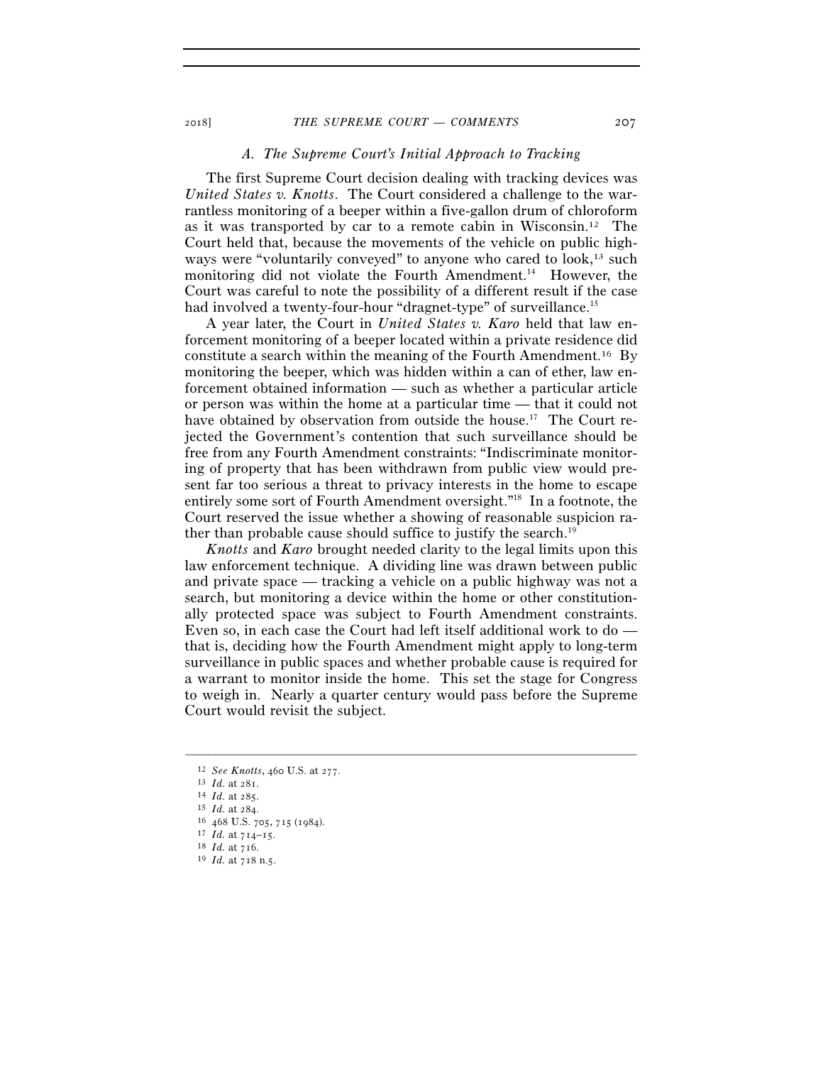### *A. The Supreme Court's Initial Approach to Tracking*

The first Supreme Court decision dealing with tracking devices was *United States v. Knotts*. The Court considered a challenge to the warrantless monitoring of a beeper within a five-gallon drum of chloroform as it was transported by car to a remote cabin in Wisconsin.[12] The Court held that, because the movements of the vehicle on public highways were "voluntarily conveyed" to anyone who cared to look,[13] such monitoring did not violate the Fourth Amendment.[14] However, the Court was careful to note the possibility of a different result if the case had involved a twenty-four-hour "dragnet-type" of surveillance.[15]

A year later, the Court in *United States v. Karo* held that law enforcement monitoring of a beeper located within a private residence did constitute a search within the meaning of the Fourth Amendment.[16] By monitoring the beeper, which was hidden within a can of ether, law enforcement obtained information — such as whether a particular article or person was within the home at a particular time — that it could not have obtained by observation from outside the house.[17] The Court rejected the Government's contention that such surveillance should be free from any Fourth Amendment constraints: "Indiscriminate monitoring of property that has been withdrawn from public view would present far too serious a threat to privacy interests in the home to escape entirely some sort of Fourth Amendment oversight."[18] In a footnote, the Court reserved the issue whether a showing of reasonable suspicion rather than probable cause should suffice to justify the search.[19]

*Knotts* and *Karo* brought needed clarity to the legal limits upon this law enforcement technique. A dividing line was drawn between public and private space — tracking a vehicle on a public highway was not a search, but monitoring a device within the home or other constitutionally protected space was subject to Fourth Amendment constraints. Even so, in each case the Court had left itself additional work to do — that is, deciding how the Fourth Amendment might apply to long-term surveillance in public spaces and whether probable cause is required for a warrant to monitor inside the home. This set the stage for Congress to weigh in. Nearly a quarter century would pass before the Supreme Court would revisit the subject.

---

[12] *See Knotts*, 460 U.S. at 277.

[13] *Id.* at 281.

[14] *Id.* at 285.

[15] *Id.* at 284.

[16] 468 U.S. 705, 715 (1984).

[17] *Id.* at 714–15.

[18] *Id.* at 716.

[19] *Id.* at 718 n.5.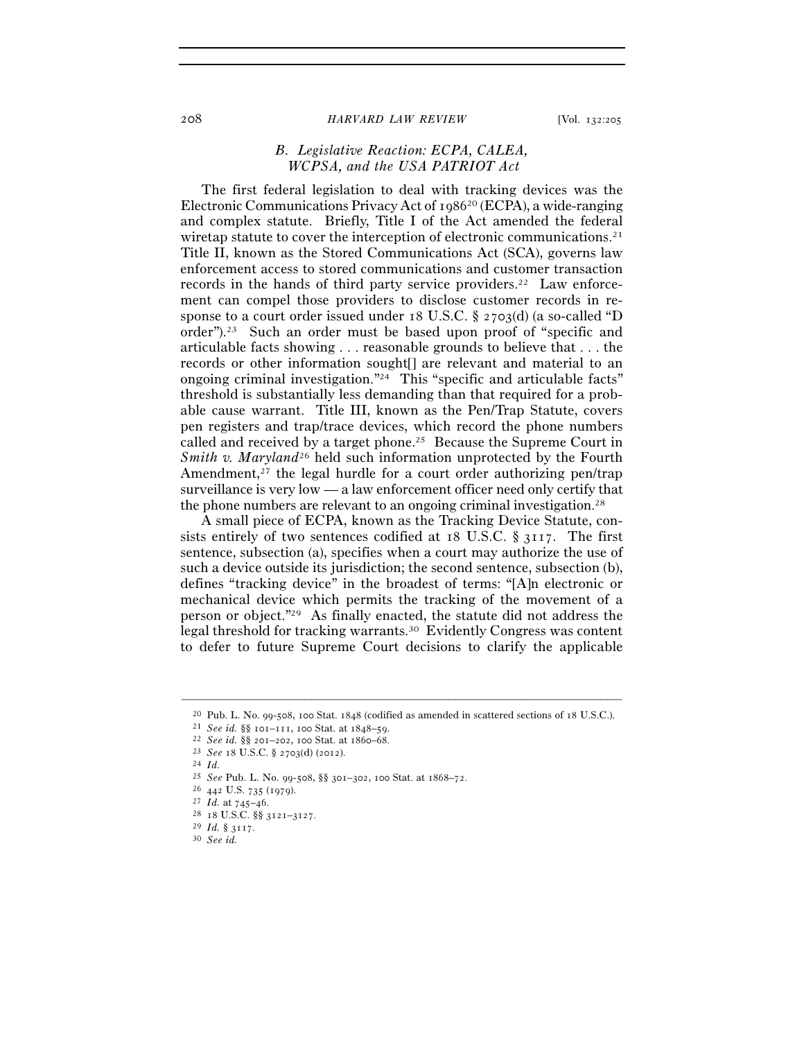### *B. Legislative Reaction: ECPA, CALEA, WCPSA, and the USA PATRIOT Act*

The first federal legislation to deal with tracking devices was the Electronic Communications Privacy Act of 1986[20] (ECPA), a wide-ranging and complex statute. Briefly, Title I of the Act amended the federal wiretap statute to cover the interception of electronic communications.[21] Title II, known as the Stored Communications Act (SCA), governs law enforcement access to stored communications and customer transaction records in the hands of third party service providers.[22] Law enforcement can compel those providers to disclose customer records in response to a court order issued under 18 U.S.C. § 2703(d) (a so-called "D order").[23] Such an order must be based upon proof of "specific and articulable facts showing . . . reasonable grounds to believe that . . . the records or other information sought[] are relevant and material to an ongoing criminal investigation."[24] This "specific and articulable facts" threshold is substantially less demanding than that required for a probable cause warrant. Title III, known as the Pen/Trap Statute, covers pen registers and trap/trace devices, which record the phone numbers called and received by a target phone.[25] Because the Supreme Court in *Smith v. Maryland*[26] held such information unprotected by the Fourth Amendment,[27] the legal hurdle for a court order authorizing pen/trap surveillance is very low — a law enforcement officer need only certify that the phone numbers are relevant to an ongoing criminal investigation.[28]

A small piece of ECPA, known as the Tracking Device Statute, consists entirely of two sentences codified at 18 U.S.C. § 3117. The first sentence, subsection (a), specifies when a court may authorize the use of such a device outside its jurisdiction; the second sentence, subsection (b), defines "tracking device" in the broadest of terms: "[A]n electronic or mechanical device which permits the tracking of the movement of a person or object."[29] As finally enacted, the statute did not address the legal threshold for tracking warrants.[30] Evidently Congress was content to defer to future Supreme Court decisions to clarify the applicable

---

[20] Pub. L. No. 99-508, 100 Stat. 1848 (codified as amended in scattered sections of 18 U.S.C.).

[21] *See id.* §§ 101–111, 100 Stat. at 1848–59.

[22] *See id.* §§ 201–202, 100 Stat. at 1860–68.

[23] *See* 18 U.S.C. § 2703(d) (2012).

[24] *Id.*

[25] *See* Pub. L. No. 99-508, §§ 301–302, 100 Stat. at 1868–72.

[26] 442 U.S. 735 (1979).

[27] *Id.* at 745–46.

[28] 18 U.S.C. §§ 3121–3127.

[29] *Id.* § 3117.

[30] *See id.*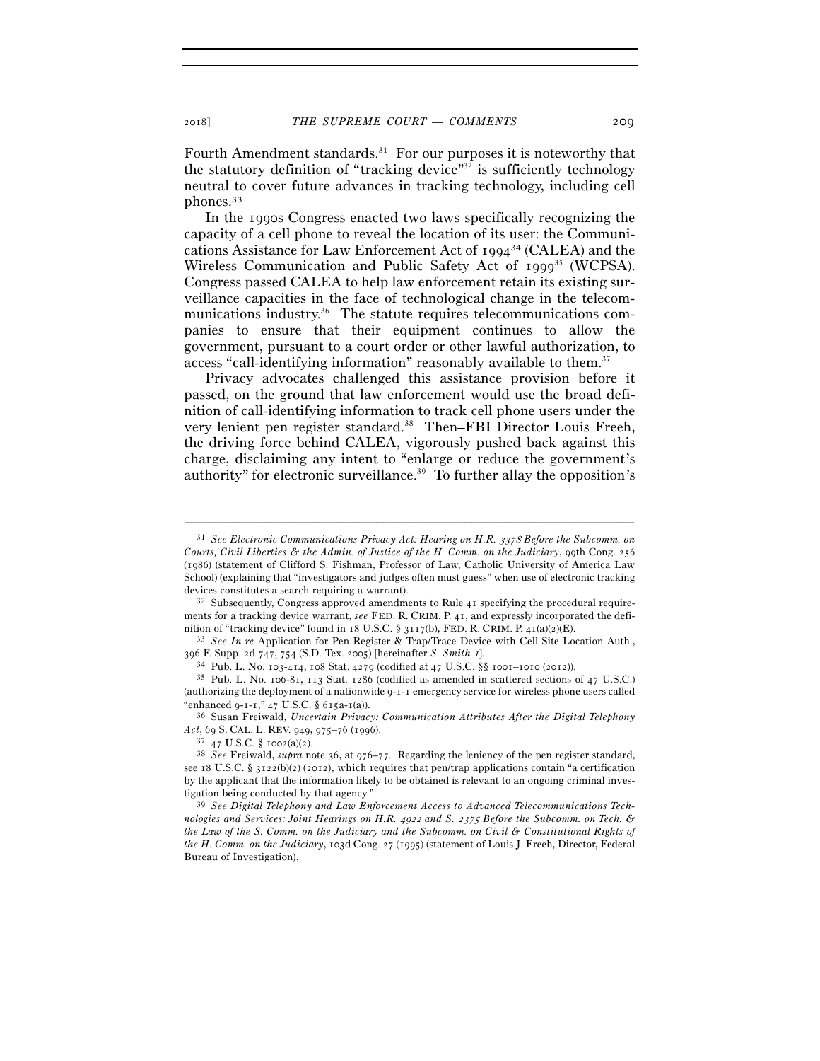Fourth Amendment standards.[31] For our purposes it is noteworthy that the statutory definition of "tracking device"[32] is sufficiently technology neutral to cover future advances in tracking technology, including cell phones.[33]

In the 1990s Congress enacted two laws specifically recognizing the capacity of a cell phone to reveal the location of its user: the Communications Assistance for Law Enforcement Act of 1994[34] (CALEA) and the Wireless Communication and Public Safety Act of 1999[35] (WCPSA). Congress passed CALEA to help law enforcement retain its existing surveillance capacities in the face of technological change in the telecommunications industry.[36] The statute requires telecommunications companies to ensure that their equipment continues to allow the government, pursuant to a court order or other lawful authorization, to access "call-identifying information" reasonably available to them.[37]

Privacy advocates challenged this assistance provision before it passed, on the ground that law enforcement would use the broad definition of call-identifying information to track cell phone users under the very lenient pen register standard.[38] Then–FBI Director Louis Freeh, the driving force behind CALEA, vigorously pushed back against this charge, disclaiming any intent to "enlarge or reduce the government's authority" for electronic surveillance.[39] To further allay the opposition's

---

[31] *See Electronic Communications Privacy Act: Hearing on H.R. 3378 Before the Subcomm. on Courts, Civil Liberties & the Admin. of Justice of the H. Comm. on the Judiciary*, 99th Cong. 256 (1986) (statement of Clifford S. Fishman, Professor of Law, Catholic University of America Law School) (explaining that "investigators and judges often must guess" when use of electronic tracking devices constitutes a search requiring a warrant).

[32] Subsequently, Congress approved amendments to Rule 41 specifying the procedural requirements for a tracking device warrant, *see* FED. R. CRIM. P. 41, and expressly incorporated the definition of "tracking device" found in 18 U.S.C. § 3117(b), FED. R. CRIM. P. 41(a)(2)(E).

[33] *See In re* Application for Pen Register & Trap/Trace Device with Cell Site Location Auth., 396 F. Supp. 2d 747, 754 (S.D. Tex. 2005) [hereinafter *S. Smith I*].

[34] Pub. L. No. 103-414, 108 Stat. 4279 (codified at 47 U.S.C. §§ 1001–1010 (2012)).

[35] Pub. L. No. 106-81, 113 Stat. 1286 (codified as amended in scattered sections of 47 U.S.C.) (authorizing the deployment of a nationwide 9-1-1 emergency service for wireless phone users called "enhanced 9-1-1," 47 U.S.C. § 615a-1(a)).

[36] Susan Freiwald, *Uncertain Privacy: Communication Attributes After the Digital Telephony Act*, 69 S. CAL. L. REV. 949, 975–76 (1996).

[37] 47 U.S.C. § 1002(a)(2).

[38] *See* Freiwald, *supra* note 36, at 976–77. Regarding the leniency of the pen register standard, see 18 U.S.C. § 3122(b)(2) (2012), which requires that pen/trap applications contain "a certification by the applicant that the information likely to be obtained is relevant to an ongoing criminal investigation being conducted by that agency."

[39] *See Digital Telephony and Law Enforcement Access to Advanced Telecommunications Technologies and Services: Joint Hearings on H.R. 4922 and S. 2375 Before the Subcomm. on Tech. & the Law of the S. Comm. on the Judiciary and the Subcomm. on Civil & Constitutional Rights of the H. Comm. on the Judiciary*, 103d Cong. 27 (1995) (statement of Louis J. Freeh, Director, Federal Bureau of Investigation).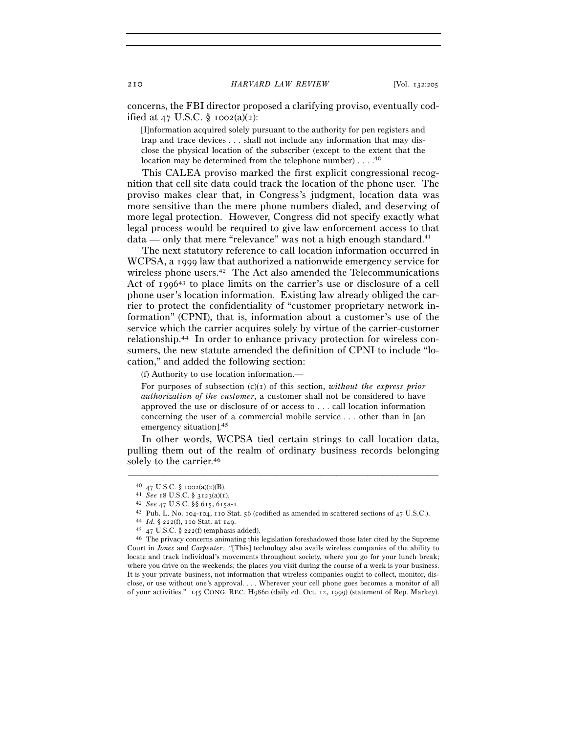concerns, the FBI director proposed a clarifying proviso, eventually codified at 47 U.S.C. § 1002(a)(2):

> [I]nformation acquired solely pursuant to the authority for pen registers and trap and trace devices . . . shall not include any information that may disclose the physical location of the subscriber (except to the extent that the location may be determined from the telephone number) . . . .[40]

This CALEA proviso marked the first explicit congressional recognition that cell site data could track the location of the phone user. The proviso makes clear that, in Congress's judgment, location data was more sensitive than the mere phone numbers dialed, and deserving of more legal protection. However, Congress did not specify exactly what legal process would be required to give law enforcement access to that data — only that mere "relevance" was not a high enough standard.[41]

The next statutory reference to call location information occurred in WCPSA, a 1999 law that authorized a nationwide emergency service for wireless phone users.[42] The Act also amended the Telecommunications Act of 1996[43] to place limits on the carrier's use or disclosure of a cell phone user's location information. Existing law already obliged the carrier to protect the confidentiality of "customer proprietary network information" (CPNI), that is, information about a customer's use of the service which the carrier acquires solely by virtue of the carrier-customer relationship.[44] In order to enhance privacy protection for wireless consumers, the new statute amended the definition of CPNI to include "location," and added the following section:

> (f) Authority to use location information.—
>
> For purposes of subsection (c)(1) of this section, *without the express prior authorization of the customer*, a customer shall not be considered to have approved the use or disclosure of or access to . . . call location information concerning the user of a commercial mobile service . . . other than in [an emergency situation].[45]

In other words, WCPSA tied certain strings to call location data, pulling them out of the realm of ordinary business records belonging solely to the carrier.[46]

---

[40] 47 U.S.C. § 1002(a)(2)(B).

[41] *See* 18 U.S.C. § 3123(a)(1).

[42] *See* 47 U.S.C. §§ 615, 615a-1.

[43] Pub. L. No. 104-104, 110 Stat. 56 (codified as amended in scattered sections of 47 U.S.C.).

[44] *Id.* § 222(f), 110 Stat. at 149.

[45] 47 U.S.C. § 222(f) (emphasis added).

[46] The privacy concerns animating this legislation foreshadowed those later cited by the Supreme Court in *Jones* and *Carpenter*. "[This] technology also avails wireless companies of the ability to locate and track individual's movements throughout society, where you go for your lunch break; where you drive on the weekends; the places you visit during the course of a week is your business. It is your private business, not information that wireless companies ought to collect, monitor, disclose, or use without one's approval. . . . Wherever your cell phone goes becomes a monitor of all of your activities." 145 CONG. REC. H9860 (daily ed. Oct. 12, 1999) (statement of Rep. Markey).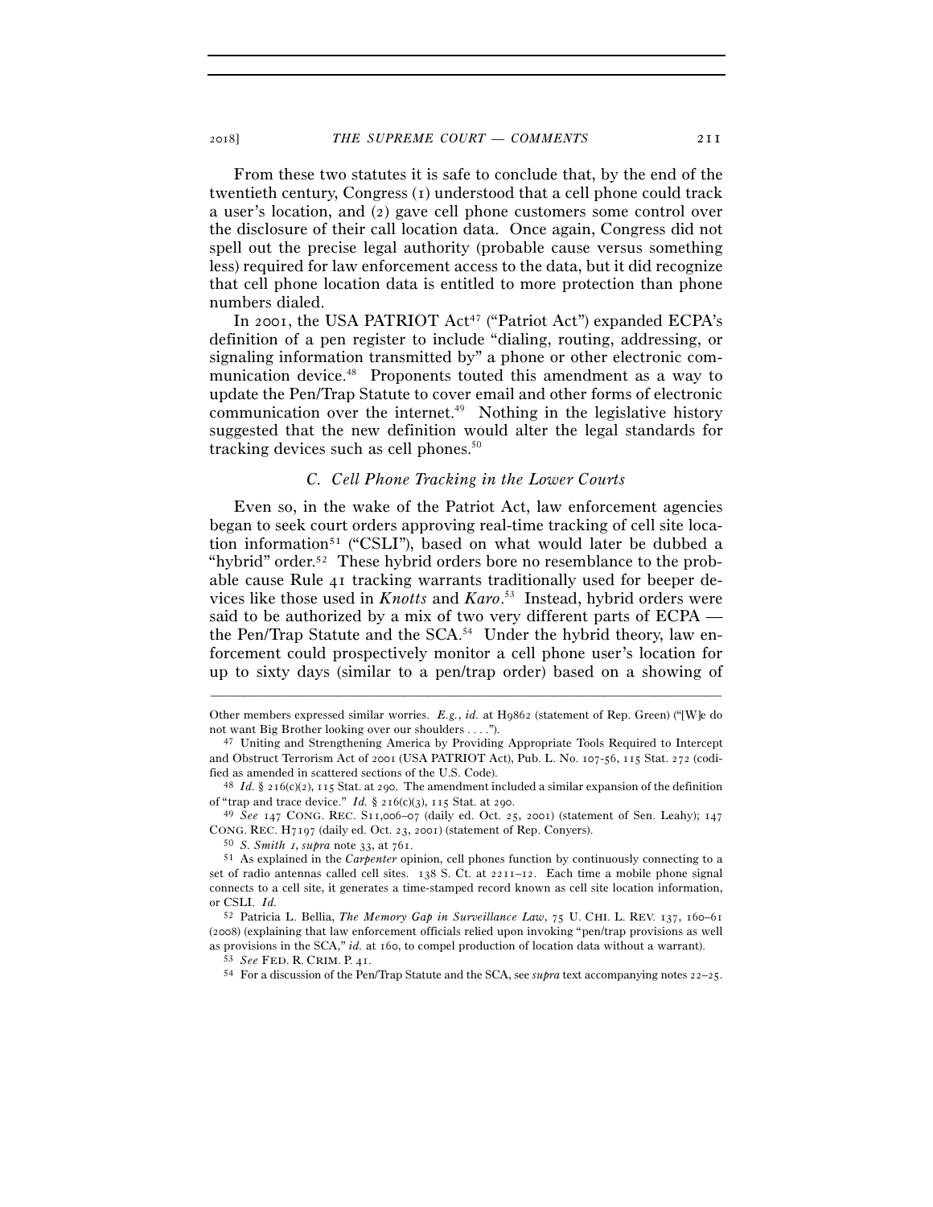From these two statutes it is safe to conclude that, by the end of the twentieth century, Congress (1) understood that a cell phone could track a user's location, and (2) gave cell phone customers some control over the disclosure of their call location data. Once again, Congress did not spell out the precise legal authority (probable cause versus something less) required for law enforcement access to the data, but it did recognize that cell phone location data is entitled to more protection than phone numbers dialed.

In 2001, the USA PATRIOT Act[47] ("Patriot Act") expanded ECPA's definition of a pen register to include "dialing, routing, addressing, or signaling information transmitted by" a phone or other electronic communication device.[48] Proponents touted this amendment as a way to update the Pen/Trap Statute to cover email and other forms of electronic communication over the internet.[49] Nothing in the legislative history suggested that the new definition would alter the legal standards for tracking devices such as cell phones.[50]

### *C. Cell Phone Tracking in the Lower Courts*

Even so, in the wake of the Patriot Act, law enforcement agencies began to seek court orders approving real-time tracking of cell site location information[51] ("CSLI"), based on what would later be dubbed a "hybrid" order.[52] These hybrid orders bore no resemblance to the probable cause Rule 41 tracking warrants traditionally used for beeper devices like those used in ***Knotts*** and ***Karo***.[53] Instead, hybrid orders were said to be authorized by a mix of two very different parts of ECPA — the Pen/Trap Statute and the SCA.[54] Under the hybrid theory, law enforcement could prospectively monitor a cell phone user's location for up to sixty days (similar to a pen/trap order) based on a showing of

---

Other members expressed similar worries. *E.g.*, *id.* at H9862 (statement of Rep. Green) ("[W]e do not want Big Brother looking over our shoulders . . . .").

[47] Uniting and Strengthening America by Providing Appropriate Tools Required to Intercept and Obstruct Terrorism Act of 2001 (USA PATRIOT Act), Pub. L. No. 107-56, 115 Stat. 272 (codified as amended in scattered sections of the U.S. Code).

[48] *Id.* § 216(c)(2), 115 Stat. at 290. The amendment included a similar expansion of the definition of "trap and trace device." *Id.* § 216(c)(3), 115 Stat. at 290.

[49] *See* 147 CONG. REC. S11,006–07 (daily ed. Oct. 25, 2001) (statement of Sen. Leahy); 147 CONG. REC. H7197 (daily ed. Oct. 23, 2001) (statement of Rep. Conyers).

[50] *S. Smith I*, *supra* note 33, at 761.

[51] As explained in the *Carpenter* opinion, cell phones function by continuously connecting to a set of radio antennas called cell sites. 138 S. Ct. at 2211–12. Each time a mobile phone signal connects to a cell site, it generates a time-stamped record known as cell site location information, or CSLI. *Id.*

[52] Patricia L. Bellia, *The Memory Gap in Surveillance Law*, 75 U. CHI. L. REV. 137, 160–61 (2008) (explaining that law enforcement officials relied upon invoking "pen/trap provisions as well as provisions in the SCA," *id.* at 160, to compel production of location data without a warrant).

[53] *See* FED. R. CRIM. P. 41.

[54] For a discussion of the Pen/Trap Statute and the SCA, see *supra* text accompanying notes 22–25.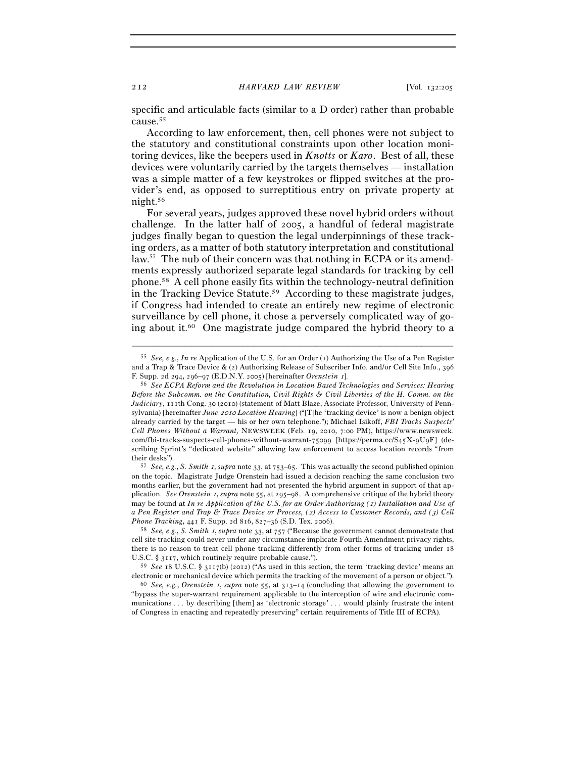specific and articulable facts (similar to a D order) rather than probable cause.[55]

According to law enforcement, then, cell phones were not subject to the statutory and constitutional constraints upon other location monitoring devices, like the beepers used in *Knotts* or *Karo*. Best of all, these devices were voluntarily carried by the targets themselves — installation was a simple matter of a few keystrokes or flipped switches at the provider's end, as opposed to surreptitious entry on private property at night.[56]

For several years, judges approved these novel hybrid orders without challenge. In the latter half of 2005, a handful of federal magistrate judges finally began to question the legal underpinnings of these tracking orders, as a matter of both statutory interpretation and constitutional law.[57] The nub of their concern was that nothing in ECPA or its amendments expressly authorized separate legal standards for tracking by cell phone.[58] A cell phone easily fits within the technology-neutral definition in the Tracking Device Statute.[59] According to these magistrate judges, if Congress had intended to create an entirely new regime of electronic surveillance by cell phone, it chose a perversely complicated way of going about it.[60] One magistrate judge compared the hybrid theory to a

---

[55] *See, e.g.*, *In re* Application of the U.S. for an Order (1) Authorizing the Use of a Pen Register and a Trap & Trace Device & (2) Authorizing Release of Subscriber Info. and/or Cell Site Info., 396 F. Supp. 2d 294, 296–97 (E.D.N.Y. 2005) [hereinafter *Orenstein 1*].

[56] *See ECPA Reform and the Revolution in Location Based Technologies and Services: Hearing Before the Subcomm. on the Constitution, Civil Rights & Civil Liberties of the H. Comm. on the Judiciary*, 111th Cong. 30 (2010) (statement of Matt Blaze, Associate Professor, University of Pennsylvania) [hereinafter *June 2010 Location Hearing*] ("[T]he 'tracking device' is now a benign object already carried by the target — his or her own telephone."); Michael Isikoff, *FBI Tracks Suspects' Cell Phones Without a Warrant,* NEWSWEEK (Feb. 19, 2010, 7:00 PM), https://www.newsweek.com/fbi-tracks-suspects-cell-phones-without-warrant-75099 [https://perma.cc/S45X-9U9F] (describing Sprint's "dedicated website" allowing law enforcement to access location records "from their desks").

[57] *See, e.g.*, *S. Smith 1*, *supra* note 33, at 753–65. This was actually the second published opinion on the topic. Magistrate Judge Orenstein had issued a decision reaching the same conclusion two months earlier, but the government had not presented the hybrid argument in support of that application. *See Orenstein 1*, *supra* note 55, at 295–98. A comprehensive critique of the hybrid theory may be found at *In re Application of the U.S. for an Order Authorizing (1) Installation and Use of a Pen Register and Trap & Trace Device or Process, (2) Access to Customer Records, and (3) Cell Phone Tracking*, 441 F. Supp. 2d 816, 827–36 (S.D. Tex. 2006).

[58] *See, e.g.*, *S. Smith 1*, *supra* note 33, at 757 ("Because the government cannot demonstrate that cell site tracking could never under any circumstance implicate Fourth Amendment privacy rights, there is no reason to treat cell phone tracking differently from other forms of tracking under 18 U.S.C. § 3117, which routinely require probable cause.").

[59] *See* 18 U.S.C. § 3117(b) (2012) ("As used in this section, the term 'tracking device' means an electronic or mechanical device which permits the tracking of the movement of a person or object.").

[60] *See, e.g.*, *Orenstein 1*, *supra* note 55, at 313–14 (concluding that allowing the government to "bypass the super-warrant requirement applicable to the interception of wire and electronic communications . . . by describing [them] as 'electronic storage' . . . would plainly frustrate the intent of Congress in enacting and repeatedly preserving" certain requirements of Title III of ECPA).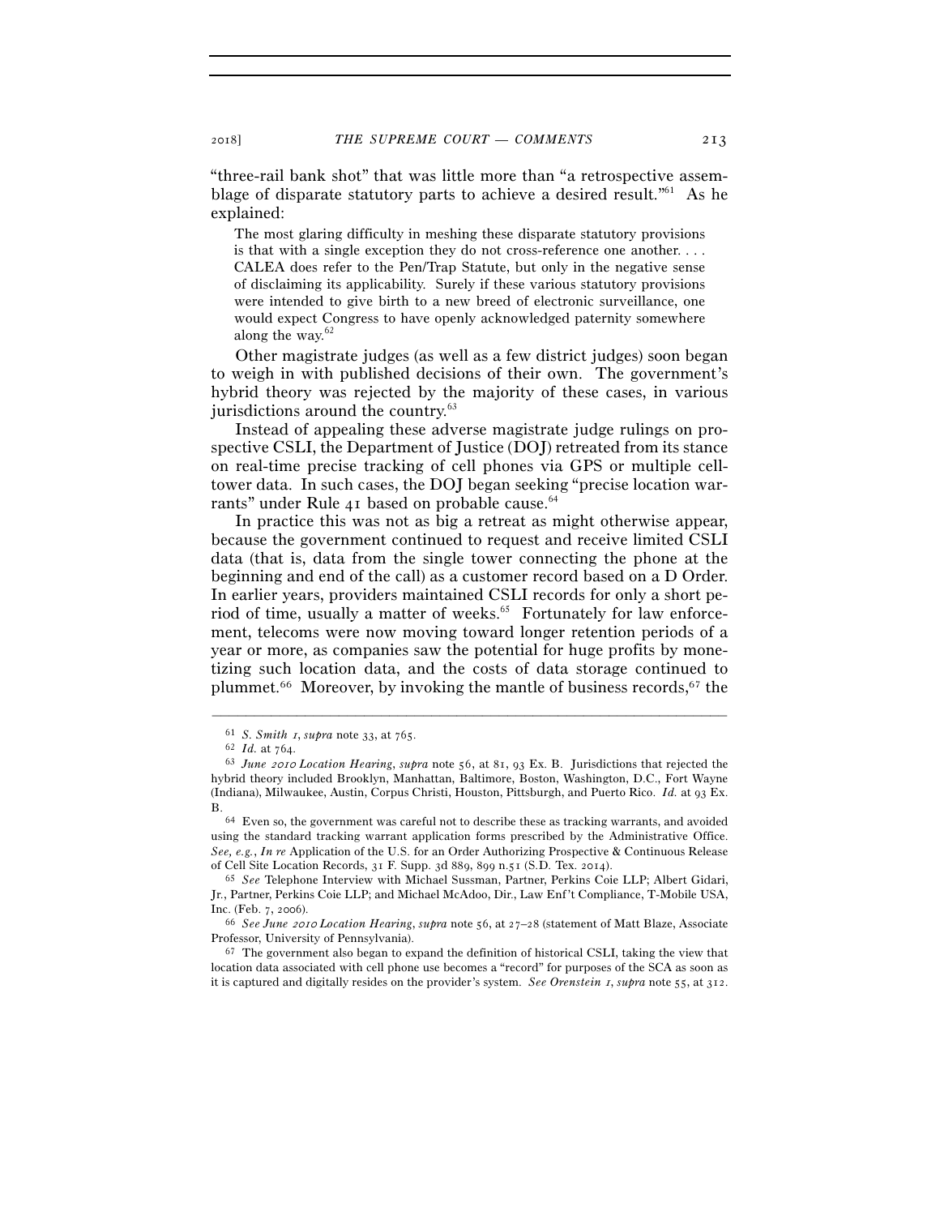"three-rail bank shot" that was little more than "a retrospective assemblage of disparate statutory parts to achieve a desired result."[61] As he explained:

> The most glaring difficulty in meshing these disparate statutory provisions is that with a single exception they do not cross-reference one another. . . . CALEA does refer to the Pen/Trap Statute, but only in the negative sense of disclaiming its applicability. Surely if these various statutory provisions were intended to give birth to a new breed of electronic surveillance, one would expect Congress to have openly acknowledged paternity somewhere along the way.[62]

Other magistrate judges (as well as a few district judges) soon began to weigh in with published decisions of their own. The government's hybrid theory was rejected by the majority of these cases, in various jurisdictions around the country.[63]

Instead of appealing these adverse magistrate judge rulings on prospective CSLI, the Department of Justice (DOJ) retreated from its stance on real-time precise tracking of cell phones via GPS or multiple cell-tower data. In such cases, the DOJ began seeking "precise location warrants" under Rule 41 based on probable cause.[64]

In practice this was not as big a retreat as might otherwise appear, because the government continued to request and receive limited CSLI data (that is, data from the single tower connecting the phone at the beginning and end of the call) as a customer record based on a D Order. In earlier years, providers maintained CSLI records for only a short period of time, usually a matter of weeks.[65] Fortunately for law enforcement, telecoms were now moving toward longer retention periods of a year or more, as companies saw the potential for huge profits by monetizing such location data, and the costs of data storage continued to plummet.[66] Moreover, by invoking the mantle of business records,[67] the

---

[61] *S. Smith 1*, *supra* note 33, at 765.

[62] *Id.* at 764.

[63] *June 2010 Location Hearing*, *supra* note 56, at 81, 93 Ex. B. Jurisdictions that rejected the hybrid theory included Brooklyn, Manhattan, Baltimore, Boston, Washington, D.C., Fort Wayne (Indiana), Milwaukee, Austin, Corpus Christi, Houston, Pittsburgh, and Puerto Rico. *Id.* at 93 Ex. B.

[64] Even so, the government was careful not to describe these as tracking warrants, and avoided using the standard tracking warrant application forms prescribed by the Administrative Office. *See, e.g.*, *In re* Application of the U.S. for an Order Authorizing Prospective & Continuous Release of Cell Site Location Records, 31 F. Supp. 3d 889, 899 n.51 (S.D. Tex. 2014).

[65] *See* Telephone Interview with Michael Sussman, Partner, Perkins Coie LLP; Albert Gidari, Jr., Partner, Perkins Coie LLP; and Michael McAdoo, Dir., Law Enf't Compliance, T-Mobile USA, Inc. (Feb. 7, 2006).

[66] *See June 2010 Location Hearing*, *supra* note 56, at 27–28 (statement of Matt Blaze, Associate Professor, University of Pennsylvania).

[67] The government also began to expand the definition of historical CSLI, taking the view that location data associated with cell phone use becomes a "record" for purposes of the SCA as soon as it is captured and digitally resides on the provider's system. *See Orenstein 1*, *supra* note 55, at 312.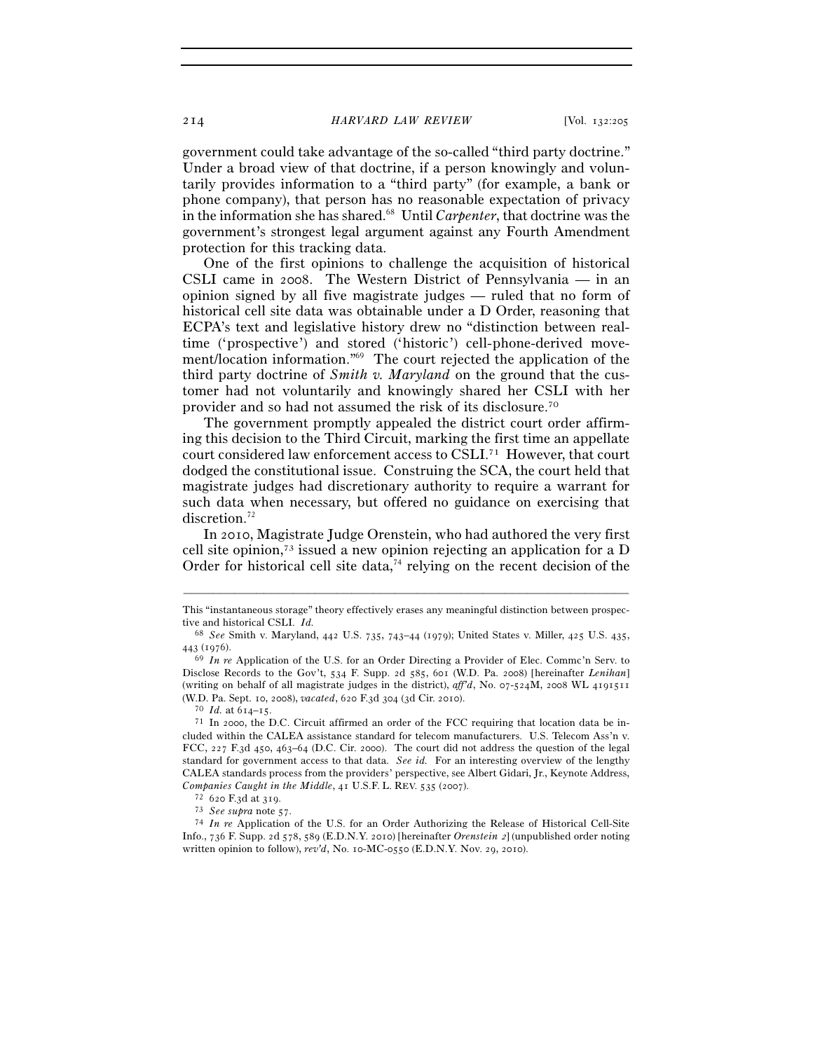government could take advantage of the so-called "third party doctrine." Under a broad view of that doctrine, if a person knowingly and voluntarily provides information to a "third party" (for example, a bank or phone company), that person has no reasonable expectation of privacy in the information she has shared.[68] Until *Carpenter*, that doctrine was the government's strongest legal argument against any Fourth Amendment protection for this tracking data.

One of the first opinions to challenge the acquisition of historical CSLI came in 2008. The Western District of Pennsylvania — in an opinion signed by all five magistrate judges — ruled that no form of historical cell site data was obtainable under a D Order, reasoning that ECPA's text and legislative history drew no "distinction between real-time ('prospective') and stored ('historic') cell-phone-derived movement/location information."[69] The court rejected the application of the third party doctrine of *Smith v. Maryland* on the ground that the customer had not voluntarily and knowingly shared her CSLI with her provider and so had not assumed the risk of its disclosure.[70]

The government promptly appealed the district court order affirming this decision to the Third Circuit, marking the first time an appellate court considered law enforcement access to CSLI.[71] However, that court dodged the constitutional issue. Construing the SCA, the court held that magistrate judges had discretionary authority to require a warrant for such data when necessary, but offered no guidance on exercising that discretion.[72]

In 2010, Magistrate Judge Orenstein, who had authored the very first cell site opinion,[73] issued a new opinion rejecting an application for a D Order for historical cell site data,[74] relying on the recent decision of the

---

This "instantaneous storage" theory effectively erases any meaningful distinction between prospective and historical CSLI. *Id.*

[68] *See* Smith v. Maryland, 442 U.S. 735, 743–44 (1979); United States v. Miller, 425 U.S. 435, 443 (1976).

[69] *In re* Application of the U.S. for an Order Directing a Provider of Elec. Commc'n Serv. to Disclose Records to the Gov't, 534 F. Supp. 2d 585, 601 (W.D. Pa. 2008) [hereinafter *Lenihan*] (writing on behalf of all magistrate judges in the district), *aff'd*, No. 07-524M, 2008 WL 4191511 (W.D. Pa. Sept. 10, 2008), *vacated*, 620 F.3d 304 (3d Cir. 2010).

[70] *Id.* at 614–15.

[71] In 2000, the D.C. Circuit affirmed an order of the FCC requiring that location data be included within the CALEA assistance standard for telecom manufacturers. U.S. Telecom Ass'n v. FCC, 227 F.3d 450, 463–64 (D.C. Cir. 2000). The court did not address the question of the legal standard for government access to that data. *See id.* For an interesting overview of the lengthy CALEA standards process from the providers' perspective, see Albert Gidari, Jr., Keynote Address, *Companies Caught in the Middle*, 41 U.S.F. L. REV. 535 (2007).

[72] 620 F.3d at 319.

[73] *See supra* note 57.

[74] *In re* Application of the U.S. for an Order Authorizing the Release of Historical Cell-Site Info., 736 F. Supp. 2d 578, 589 (E.D.N.Y. 2010) [hereinafter *Orenstein 2*] (unpublished order noting written opinion to follow), *rev'd*, No. 10-MC-0550 (E.D.N.Y. Nov. 29, 2010).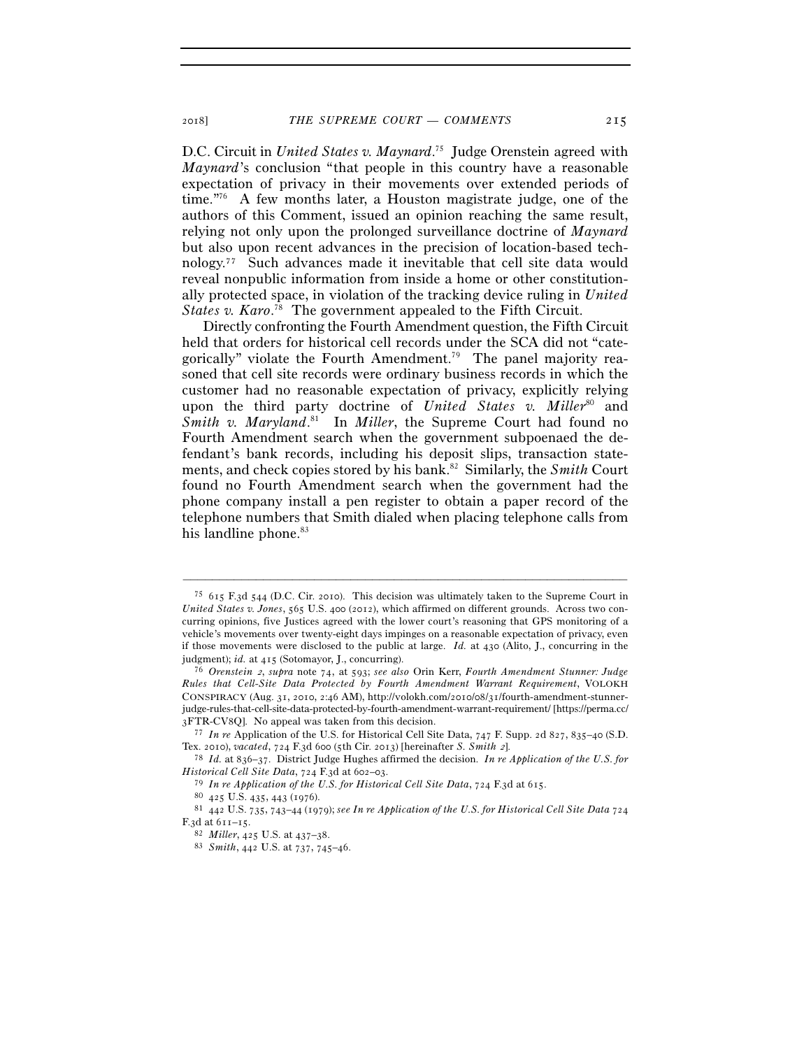D.C. Circuit in *United States v. Maynard*.[75] Judge Orenstein agreed with *Maynard*'s conclusion "that people in this country have a reasonable expectation of privacy in their movements over extended periods of time."[76] A few months later, a Houston magistrate judge, one of the authors of this Comment, issued an opinion reaching the same result, relying not only upon the prolonged surveillance doctrine of *Maynard* but also upon recent advances in the precision of location-based technology.[77] Such advances made it inevitable that cell site data would reveal nonpublic information from inside a home or other constitutionally protected space, in violation of the tracking device ruling in *United States v. Karo*.[78] The government appealed to the Fifth Circuit.

Directly confronting the Fourth Amendment question, the Fifth Circuit held that orders for historical cell records under the SCA did not "categorically" violate the Fourth Amendment.[79] The panel majority reasoned that cell site records were ordinary business records in which the customer had no reasonable expectation of privacy, explicitly relying upon the third party doctrine of *United States v. Miller*[80] and *Smith v. Maryland*.[81] In *Miller*, the Supreme Court had found no Fourth Amendment search when the government subpoenaed the defendant's bank records, including his deposit slips, transaction statements, and check copies stored by his bank.[82] Similarly, the *Smith* Court found no Fourth Amendment search when the government had the phone company install a pen register to obtain a paper record of the telephone numbers that Smith dialed when placing telephone calls from his landline phone.[83]

---

[75] 615 F.3d 544 (D.C. Cir. 2010). This decision was ultimately taken to the Supreme Court in *United States v. Jones*, 565 U.S. 400 (2012), which affirmed on different grounds. Across two concurring opinions, five Justices agreed with the lower court's reasoning that GPS monitoring of a vehicle's movements over twenty-eight days impinges on a reasonable expectation of privacy, even if those movements were disclosed to the public at large. *Id.* at 430 (Alito, J., concurring in the judgment); *id.* at 415 (Sotomayor, J., concurring).

[76] *Orenstein 2*, *supra* note 74, at 593; *see also* Orin Kerr, *Fourth Amendment Stunner: Judge Rules that Cell-Site Data Protected by Fourth Amendment Warrant Requirement*, VOLOKH CONSPIRACY (Aug. 31, 2010, 2:46 AM), http://volokh.com/2010/08/31/fourth-amendment-stunner-judge-rules-that-cell-site-data-protected-by-fourth-amendment-warrant-requirement/ [https://perma.cc/3FTR-CV8Q]. No appeal was taken from this decision.

[77] *In re* Application of the U.S. for Historical Cell Site Data, 747 F. Supp. 2d 827, 835–40 (S.D. Tex. 2010), *vacated*, 724 F.3d 600 (5th Cir. 2013) [hereinafter *S. Smith 2*].

[78] *Id.* at 836–37. District Judge Hughes affirmed the decision. *In re Application of the U.S. for Historical Cell Site Data*, 724 F.3d at 602–03.

[79] *In re Application of the U.S. for Historical Cell Site Data*, 724 F.3d at 615.

[80] 425 U.S. 435, 443 (1976).

[81] 442 U.S. 735, 743–44 (1979); *see In re Application of the U.S. for Historical Cell Site Data* 724 F.3d at 611–15.

[82] *Miller*, 425 U.S. at 437–38.

[83] *Smith*, 442 U.S. at 737, 745–46.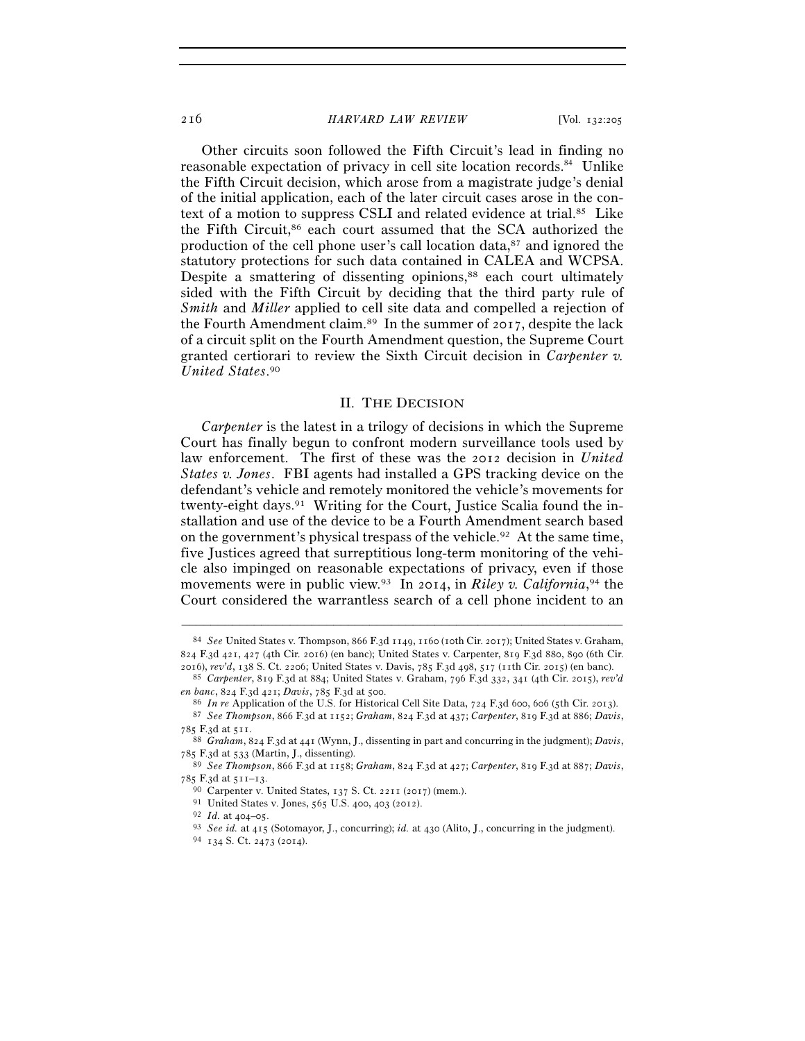Other circuits soon followed the Fifth Circuit's lead in finding no reasonable expectation of privacy in cell site location records.[84] Unlike the Fifth Circuit decision, which arose from a magistrate judge's denial of the initial application, each of the later circuit cases arose in the context of a motion to suppress CSLI and related evidence at trial.[85] Like the Fifth Circuit,[86] each court assumed that the SCA authorized the production of the cell phone user's call location data,[87] and ignored the statutory protections for such data contained in CALEA and WCPSA. Despite a smattering of dissenting opinions,[88] each court ultimately sided with the Fifth Circuit by deciding that the third party rule of *Smith* and *Miller* applied to cell site data and compelled a rejection of the Fourth Amendment claim.[89] In the summer of 2017, despite the lack of a circuit split on the Fourth Amendment question, the Supreme Court granted certiorari to review the Sixth Circuit decision in *Carpenter v. United States*.[90]

## II. THE DECISION

*Carpenter* is the latest in a trilogy of decisions in which the Supreme Court has finally begun to confront modern surveillance tools used by law enforcement. The first of these was the 2012 decision in *United States v. Jones*. FBI agents had installed a GPS tracking device on the defendant's vehicle and remotely monitored the vehicle's movements for twenty-eight days.[91] Writing for the Court, Justice Scalia found the installation and use of the device to be a Fourth Amendment search based on the government's physical trespass of the vehicle.[92] At the same time, five Justices agreed that surreptitious long-term monitoring of the vehicle also impinged on reasonable expectations of privacy, even if those movements were in public view.[93] In 2014, in *Riley v. California*,[94] the Court considered the warrantless search of a cell phone incident to an

---

[84] *See* United States v. Thompson, 866 F.3d 1149, 1160 (10th Cir. 2017); United States v. Graham, 824 F.3d 421, 427 (4th Cir. 2016) (en banc); United States v. Carpenter, 819 F.3d 880, 890 (6th Cir. 2016), *rev'd*, 138 S. Ct. 2206; United States v. Davis, 785 F.3d 498, 517 (11th Cir. 2015) (en banc).

[85] *Carpenter*, 819 F.3d at 884; United States v. Graham, 796 F.3d 332, 341 (4th Cir. 2015), *rev'd en banc*, 824 F.3d 421; *Davis*, 785 F.3d at 500.

[86] *In re* Application of the U.S. for Historical Cell Site Data, 724 F.3d 600, 606 (5th Cir. 2013).

[87] *See Thompson*, 866 F.3d at 1152; *Graham*, 824 F.3d at 437; *Carpenter*, 819 F.3d at 886; *Davis*, 785 F.3d at 511.

[88] *Graham*, 824 F.3d at 441 (Wynn, J., dissenting in part and concurring in the judgment); *Davis*, 785 F.3d at 533 (Martin, J., dissenting).

[89] *See Thompson*, 866 F.3d at 1158; *Graham*, 824 F.3d at 427; *Carpenter*, 819 F.3d at 887; *Davis*, 785 F.3d at 511–13.

[90] Carpenter v. United States, 137 S. Ct. 2211 (2017) (mem.).

[91] United States v. Jones, 565 U.S. 400, 403 (2012).

[92] *Id.* at 404–05.

[93] *See id.* at 415 (Sotomayor, J., concurring); *id.* at 430 (Alito, J., concurring in the judgment).

[94] 134 S. Ct. 2473 (2014).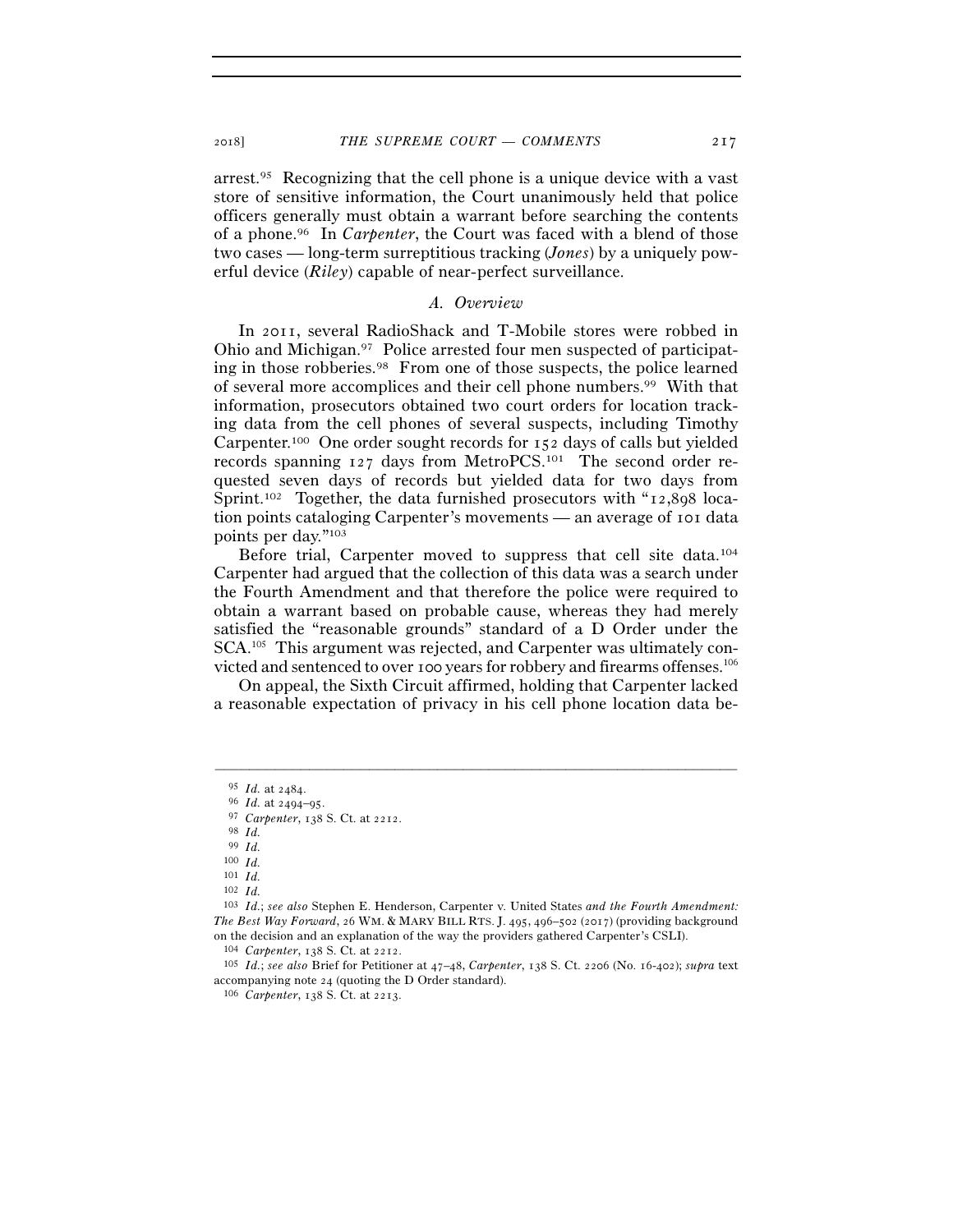arrest.[95] Recognizing that the cell phone is a unique device with a vast store of sensitive information, the Court unanimously held that police officers generally must obtain a warrant before searching the contents of a phone.[96] In *Carpenter*, the Court was faced with a blend of those two cases — long-term surreptitious tracking (*Jones*) by a uniquely powerful device (*Riley*) capable of near-perfect surveillance.

### *A. Overview*

In 2011, several RadioShack and T-Mobile stores were robbed in Ohio and Michigan.[97] Police arrested four men suspected of participating in those robberies.[98] From one of those suspects, the police learned of several more accomplices and their cell phone numbers.[99] With that information, prosecutors obtained two court orders for location tracking data from the cell phones of several suspects, including Timothy Carpenter.[100] One order sought records for 152 days of calls but yielded records spanning 127 days from MetroPCS.[101] The second order requested seven days of records but yielded data for two days from Sprint.[102] Together, the data furnished prosecutors with "12,898 location points cataloging Carpenter's movements — an average of 101 data points per day."[103]

Before trial, Carpenter moved to suppress that cell site data.[104] Carpenter had argued that the collection of this data was a search under the Fourth Amendment and that therefore the police were required to obtain a warrant based on probable cause, whereas they had merely satisfied the "reasonable grounds" standard of a D Order under the SCA.[105] This argument was rejected, and Carpenter was ultimately convicted and sentenced to over 100 years for robbery and firearms offenses.[106]

On appeal, the Sixth Circuit affirmed, holding that Carpenter lacked a reasonable expectation of privacy in his cell phone location data be-

---

[95] *Id.* at 2484.

[96] *Id.* at 2494–95.

[97] *Carpenter*, 138 S. Ct. at 2212.

[98] *Id.*

[99] *Id.*

[100] *Id.*

[101] *Id.*

[102] *Id.*

[103] *Id.*; *see also* Stephen E. Henderson, Carpenter v. United States *and the Fourth Amendment: The Best Way Forward*, 26 WM. & MARY BILL RTS. J. 495, 496–502 (2017) (providing background on the decision and an explanation of the way the providers gathered Carpenter's CSLI).

[104] *Carpenter*, 138 S. Ct. at 2212.

[105] *Id.*; *see also* Brief for Petitioner at 47–48, *Carpenter*, 138 S. Ct. 2206 (No. 16-402); *supra* text accompanying note 24 (quoting the D Order standard).

[106] *Carpenter*, 138 S. Ct. at 2213.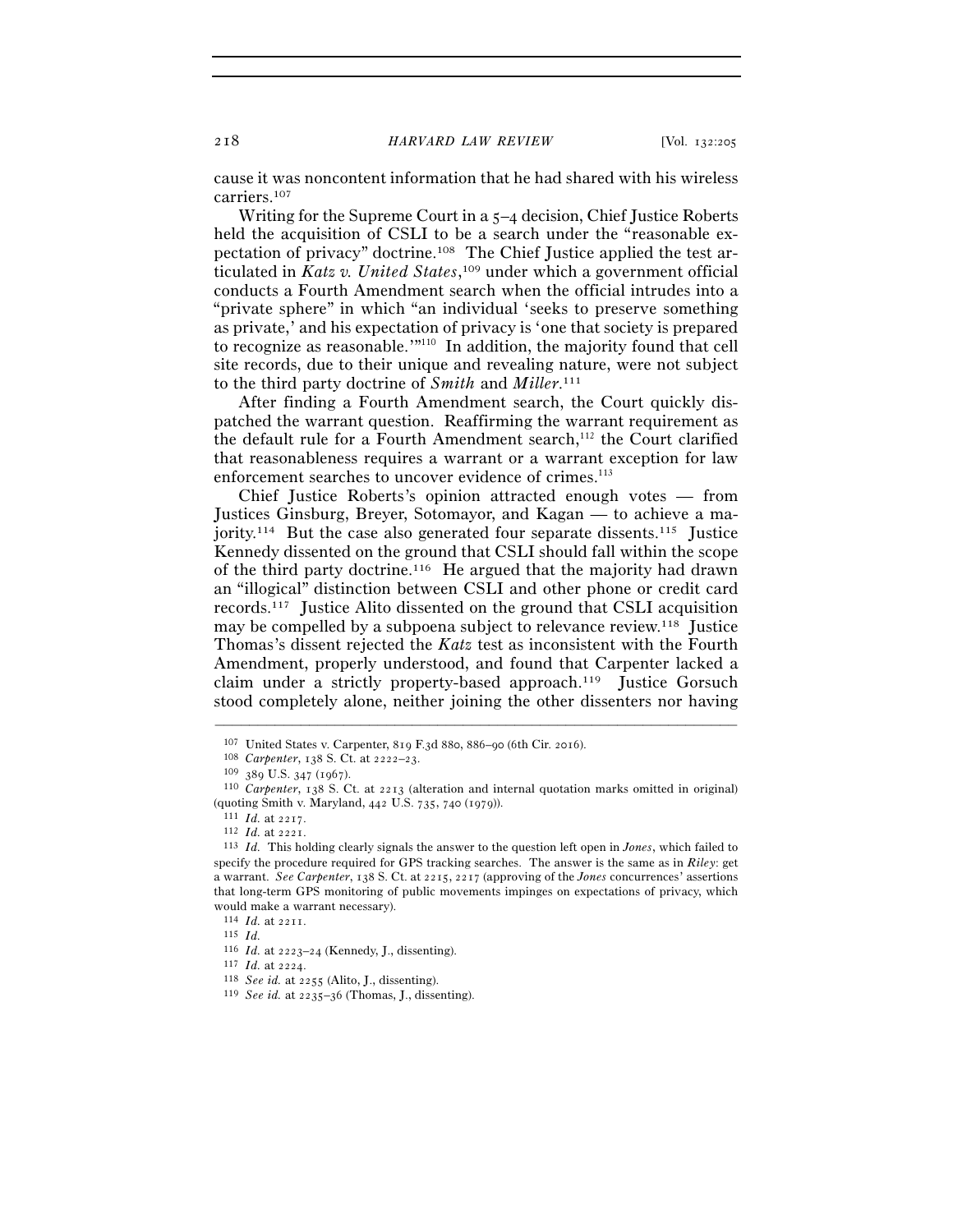cause it was noncontent information that he had shared with his wireless carriers.[107]

Writing for the Supreme Court in a 5–4 decision, Chief Justice Roberts held the acquisition of CSLI to be a search under the "reasonable expectation of privacy" doctrine.[108] The Chief Justice applied the test articulated in *Katz v. United States*,[109] under which a government official conducts a Fourth Amendment search when the official intrudes into a "private sphere" in which "an individual 'seeks to preserve something as private,' and his expectation of privacy is 'one that society is prepared to recognize as reasonable.'"[110] In addition, the majority found that cell site records, due to their unique and revealing nature, were not subject to the third party doctrine of *Smith* and *Miller*.[111]

After finding a Fourth Amendment search, the Court quickly dispatched the warrant question. Reaffirming the warrant requirement as the default rule for a Fourth Amendment search,[112] the Court clarified that reasonableness requires a warrant or a warrant exception for law enforcement searches to uncover evidence of crimes.[113]

Chief Justice Roberts's opinion attracted enough votes — from Justices Ginsburg, Breyer, Sotomayor, and Kagan — to achieve a majority.[114] But the case also generated four separate dissents.[115] Justice Kennedy dissented on the ground that CSLI should fall within the scope of the third party doctrine.[116] He argued that the majority had drawn an "illogical" distinction between CSLI and other phone or credit card records.[117] Justice Alito dissented on the ground that CSLI acquisition may be compelled by a subpoena subject to relevance review.[118] Justice Thomas's dissent rejected the *Katz* test as inconsistent with the Fourth Amendment, properly understood, and found that Carpenter lacked a claim under a strictly property-based approach.[119] Justice Gorsuch stood completely alone, neither joining the other dissenters nor having

---

[107] United States v. Carpenter, 819 F.3d 880, 886–90 (6th Cir. 2016).

[108] *Carpenter*, 138 S. Ct. at 2222–23.

[109] 389 U.S. 347 (1967).

[110] *Carpenter*, 138 S. Ct. at 2213 (alteration and internal quotation marks omitted in original) (quoting Smith v. Maryland, 442 U.S. 735, 740 (1979)).

[111] *Id.* at 2217.

[112] *Id.* at 2221.

[113] *Id.* This holding clearly signals the answer to the question left open in *Jones*, which failed to specify the procedure required for GPS tracking searches. The answer is the same as in *Riley*: get a warrant. *See Carpenter*, 138 S. Ct. at 2215, 2217 (approving of the *Jones* concurrences' assertions that long-term GPS monitoring of public movements impinges on expectations of privacy, which would make a warrant necessary).

[114] *Id.* at 2211.

[115] *Id.*

[116] *Id.* at 2223–24 (Kennedy, J., dissenting).

[117] *Id.* at 2224.

[118] *See id.* at 2255 (Alito, J., dissenting).

[119] *See id.* at 2235–36 (Thomas, J., dissenting).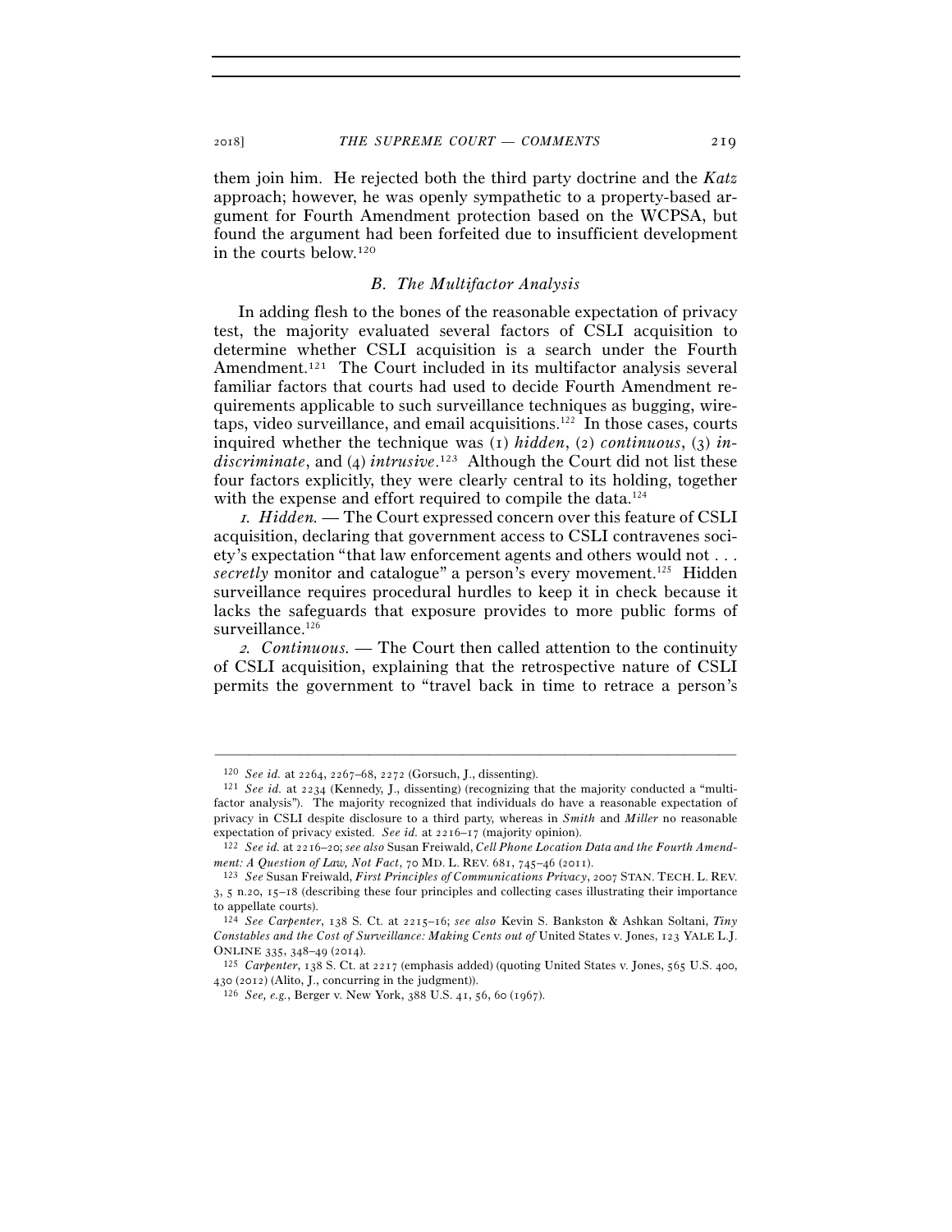them join him. He rejected both the third party doctrine and the *Katz* approach; however, he was openly sympathetic to a property-based argument for Fourth Amendment protection based on the WCPSA, but found the argument had been forfeited due to insufficient development in the courts below.[120]

### *B. The Multifactor Analysis*

In adding flesh to the bones of the reasonable expectation of privacy test, the majority evaluated several factors of CSLI acquisition to determine whether CSLI acquisition is a search under the Fourth Amendment.[121] The Court included in its multifactor analysis several familiar factors that courts had used to decide Fourth Amendment requirements applicable to such surveillance techniques as bugging, wiretaps, video surveillance, and email acquisitions.[122] In those cases, courts inquired whether the technique was (1) *hidden*, (2) *continuous*, (3) *indiscriminate*, and (4) *intrusive*.[123] Although the Court did not list these four factors explicitly, they were clearly central to its holding, together with the expense and effort required to compile the data.[124]

*1. Hidden.* — The Court expressed concern over this feature of CSLI acquisition, declaring that government access to CSLI contravenes society's expectation "that law enforcement agents and others would not . . . *secretly* monitor and catalogue" a person's every movement.[125] Hidden surveillance requires procedural hurdles to keep it in check because it lacks the safeguards that exposure provides to more public forms of surveillance.[126]

*2. Continuous.* — The Court then called attention to the continuity of CSLI acquisition, explaining that the retrospective nature of CSLI permits the government to "travel back in time to retrace a person's

---

[120] *See id.* at 2264, 2267–68, 2272 (Gorsuch, J., dissenting).

[121] *See id.* at 2234 (Kennedy, J., dissenting) (recognizing that the majority conducted a "multifactor analysis"). The majority recognized that individuals do have a reasonable expectation of privacy in CSLI despite disclosure to a third party, whereas in *Smith* and *Miller* no reasonable expectation of privacy existed. *See id.* at 2216–17 (majority opinion).

[122] *See id.* at 2216–20; *see also* Susan Freiwald, *Cell Phone Location Data and the Fourth Amendment: A Question of Law, Not Fact*, 70 MD. L. REV. 681, 745–46 (2011).

[123] *See* Susan Freiwald, *First Principles of Communications Privacy*, 2007 STAN. TECH. L. REV. 3, 5 n.20, 15–18 (describing these four principles and collecting cases illustrating their importance to appellate courts).

[124] *See Carpenter*, 138 S. Ct. at 2215–16; *see also* Kevin S. Bankston & Ashkan Soltani, *Tiny Constables and the Cost of Surveillance: Making Cents out of* United States v. Jones, 123 YALE L.J. ONLINE 335, 348–49 (2014).

[125] *Carpenter*, 138 S. Ct. at 2217 (emphasis added) (quoting United States v. Jones, 565 U.S. 400, 430 (2012) (Alito, J., concurring in the judgment)).

[126] *See, e.g.*, Berger v. New York, 388 U.S. 41, 56, 60 (1967).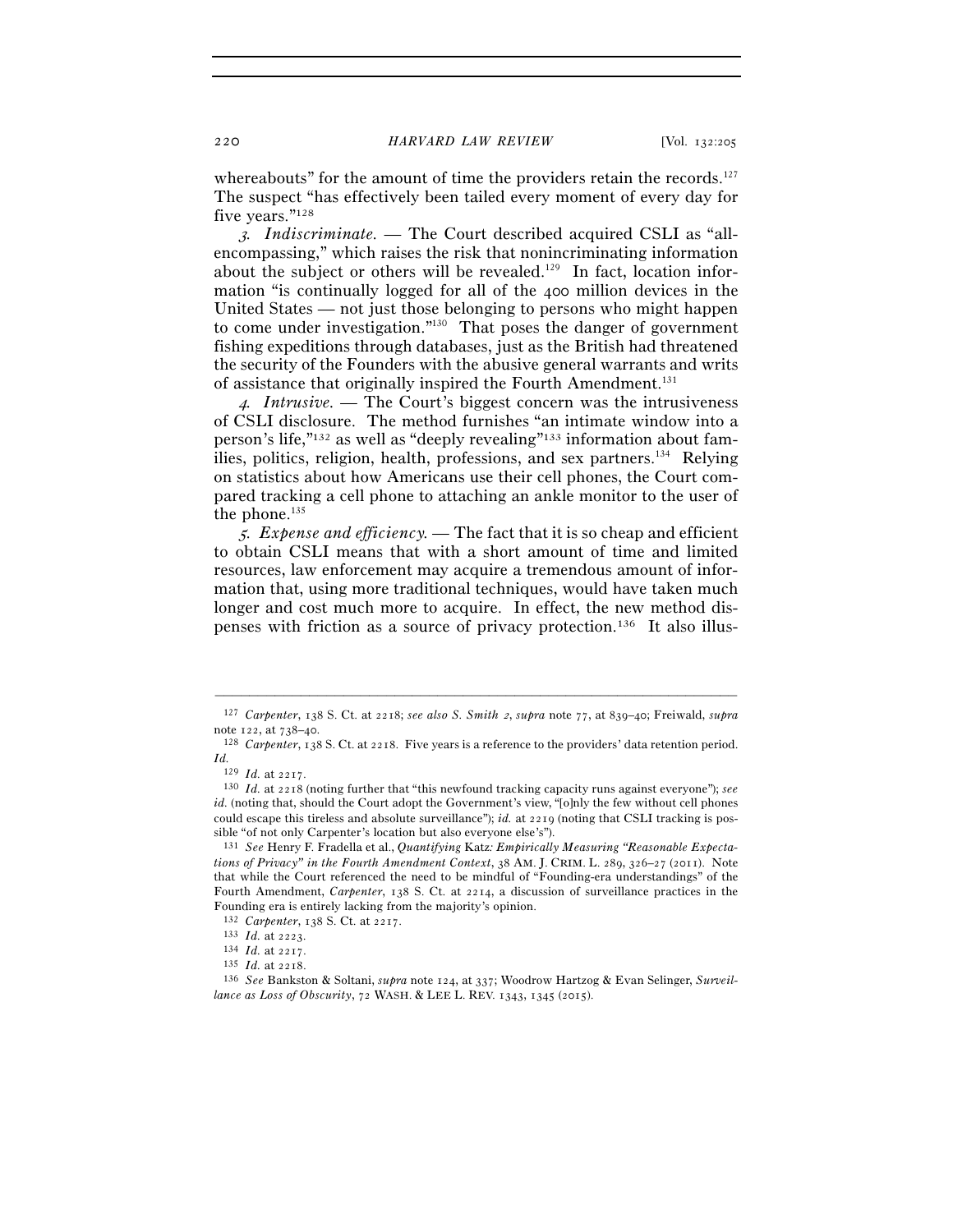whereabouts" for the amount of time the providers retain the records.[127] The suspect "has effectively been tailed every moment of every day for five years."[128]

*3. Indiscriminate.* — The Court described acquired CSLI as "all-encompassing," which raises the risk that nonincriminating information about the subject or others will be revealed.[129] In fact, location information "is continually logged for all of the 400 million devices in the United States — not just those belonging to persons who might happen to come under investigation."[130] That poses the danger of government fishing expeditions through databases, just as the British had threatened the security of the Founders with the abusive general warrants and writs of assistance that originally inspired the Fourth Amendment.[131]

*4. Intrusive.* — The Court's biggest concern was the intrusiveness of CSLI disclosure. The method furnishes "an intimate window into a person's life,"[132] as well as "deeply revealing"[133] information about families, politics, religion, health, professions, and sex partners.[134] Relying on statistics about how Americans use their cell phones, the Court compared tracking a cell phone to attaching an ankle monitor to the user of the phone.[135]

*5. Expense and efficiency.* — The fact that it is so cheap and efficient to obtain CSLI means that with a short amount of time and limited resources, law enforcement may acquire a tremendous amount of information that, using more traditional techniques, would have taken much longer and cost much more to acquire. In effect, the new method dispenses with friction as a source of privacy protection.[136] It also illus-

---

[127] *Carpenter*, 138 S. Ct. at 2218; *see also S. Smith 2*, *supra* note 77, at 839–40; Freiwald, *supra* note 122, at 738–40.

[128] *Carpenter*, 138 S. Ct. at 2218. Five years is a reference to the providers' data retention period. *Id.*

[129] *Id.* at 2217.

[130] *Id.* at 2218 (noting further that "this newfound tracking capacity runs against everyone"); *see id.* (noting that, should the Court adopt the Government's view, "[o]nly the few without cell phones could escape this tireless and absolute surveillance"); *id.* at 2219 (noting that CSLI tracking is possible "of not only Carpenter's location but also everyone else's").

[131] *See* Henry F. Fradella et al., *Quantifying* Katz*: Empirically Measuring "Reasonable Expectations of Privacy" in the Fourth Amendment Context*, 38 AM. J. CRIM. L. 289, 326–27 (2011). Note that while the Court referenced the need to be mindful of "Founding-era understandings" of the Fourth Amendment, *Carpenter*, 138 S. Ct. at 2214, a discussion of surveillance practices in the Founding era is entirely lacking from the majority's opinion.

[132] *Carpenter*, 138 S. Ct. at 2217.

[133] *Id.* at 2223.

[134] *Id.* at 2217.

[135] *Id.* at 2218.

[136] *See* Bankston & Soltani, *supra* note 124, at 337; Woodrow Hartzog & Evan Selinger, *Surveillance as Loss of Obscurity*, 72 WASH. & LEE L. REV. 1343, 1345 (2015).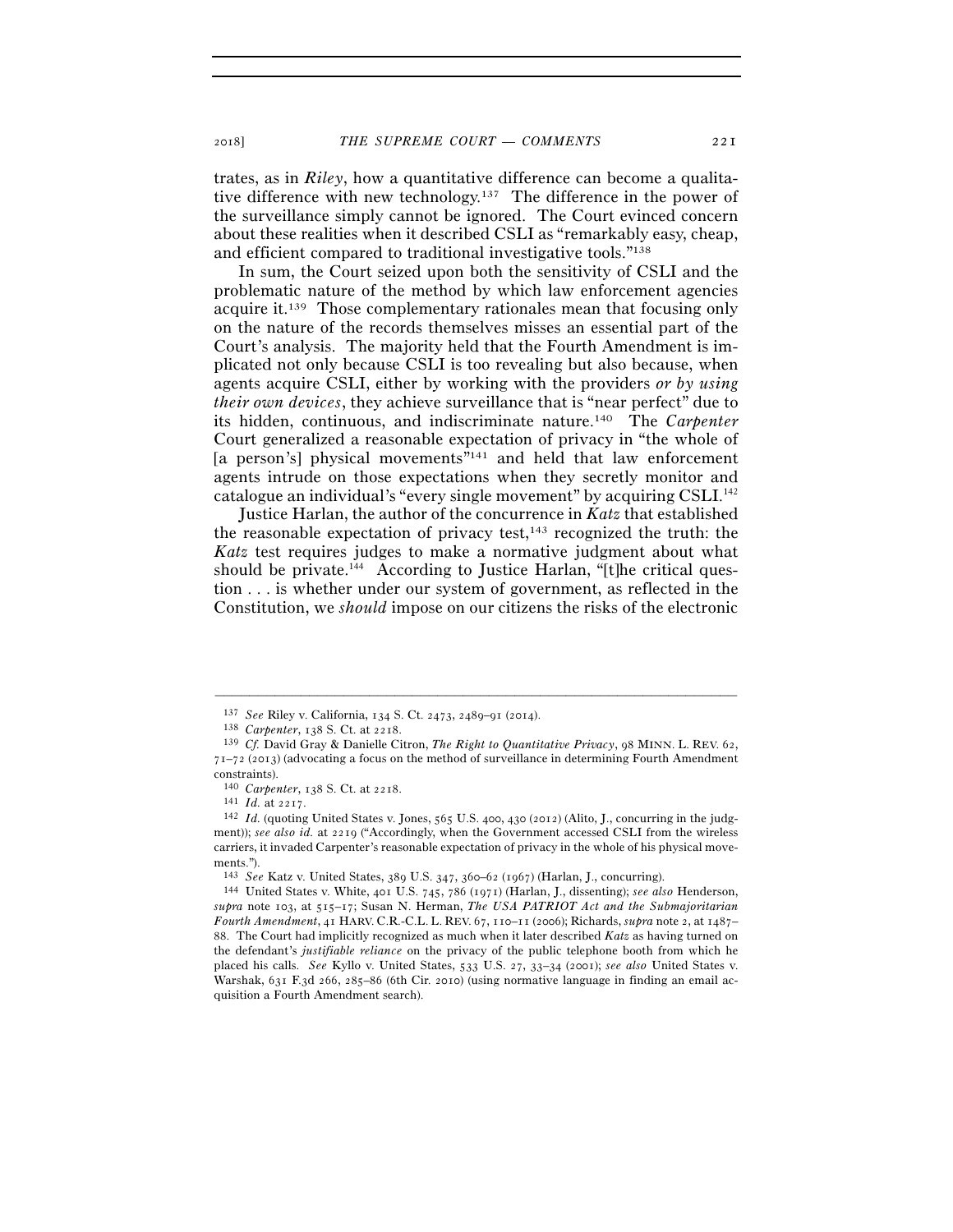trates, as in *Riley*, how a quantitative difference can become a qualitative difference with new technology.[137] The difference in the power of the surveillance simply cannot be ignored. The Court evinced concern about these realities when it described CSLI as "remarkably easy, cheap, and efficient compared to traditional investigative tools."[138]

In sum, the Court seized upon both the sensitivity of CSLI and the problematic nature of the method by which law enforcement agencies acquire it.[139] Those complementary rationales mean that focusing only on the nature of the records themselves misses an essential part of the Court's analysis. The majority held that the Fourth Amendment is implicated not only because CSLI is too revealing but also because, when agents acquire CSLI, either by working with the providers *or by using their own devices*, they achieve surveillance that is "near perfect" due to its hidden, continuous, and indiscriminate nature.[140] The *Carpenter* Court generalized a reasonable expectation of privacy in "the whole of [a person's] physical movements"[141] and held that law enforcement agents intrude on those expectations when they secretly monitor and catalogue an individual's "every single movement" by acquiring CSLI.[142]

Justice Harlan, the author of the concurrence in *Katz* that established the reasonable expectation of privacy test,[143] recognized the truth: the *Katz* test requires judges to make a normative judgment about what should be private.[144] According to Justice Harlan, "[t]he critical question . . . is whether under our system of government, as reflected in the Constitution, we *should* impose on our citizens the risks of the electronic

---

[137] *See* Riley v. California, 134 S. Ct. 2473, 2489–91 (2014).

[138] *Carpenter*, 138 S. Ct. at 2218.

[139] *Cf.* David Gray & Danielle Citron, *The Right to Quantitative Privacy*, 98 MINN. L. REV. 62, 71–72 (2013) (advocating a focus on the method of surveillance in determining Fourth Amendment constraints).

[140] *Carpenter*, 138 S. Ct. at 2218.

[141] *Id.* at 2217.

[142] *Id.* (quoting United States v. Jones, 565 U.S. 400, 430 (2012) (Alito, J., concurring in the judgment)); *see also id.* at 2219 ("Accordingly, when the Government accessed CSLI from the wireless carriers, it invaded Carpenter's reasonable expectation of privacy in the whole of his physical movements.").

[143] *See* Katz v. United States, 389 U.S. 347, 360–62 (1967) (Harlan, J., concurring).

[144] United States v. White, 401 U.S. 745, 786 (1971) (Harlan, J., dissenting); *see also* Henderson, *supra* note 103, at 515–17; Susan N. Herman, *The USA PATRIOT Act and the Submajoritarian Fourth Amendment*, 41 HARV. C.R.-C.L. L. REV. 67, 110–11 (2006); Richards, *supra* note 2, at 1487–88. The Court had implicitly recognized as much when it later described *Katz* as having turned on the defendant's *justifiable reliance* on the privacy of the public telephone booth from which he placed his calls. *See* Kyllo v. United States, 533 U.S. 27, 33–34 (2001); *see also* United States v. Warshak, 631 F.3d 266, 285–86 (6th Cir. 2010) (using normative language in finding an email acquisition a Fourth Amendment search).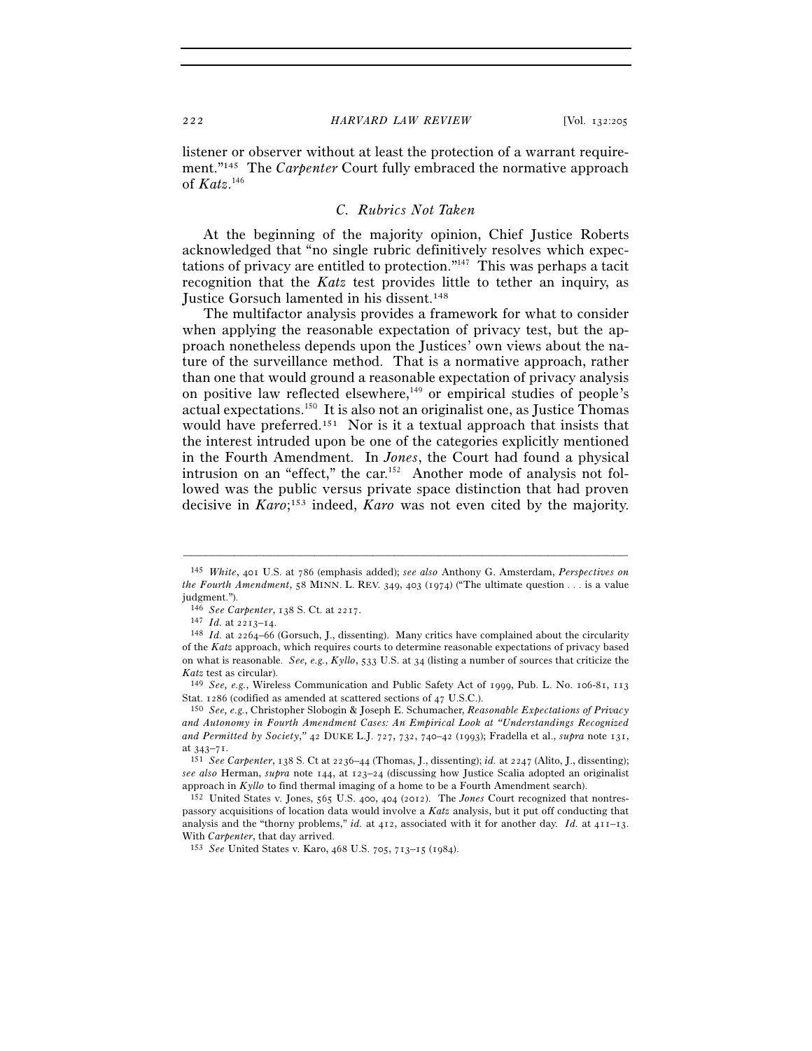listener or observer without at least the protection of a warrant requirement."[145] The *Carpenter* Court fully embraced the normative approach of *Katz*.[146]

### *C. Rubrics Not Taken*

At the beginning of the majority opinion, Chief Justice Roberts acknowledged that "no single rubric definitively resolves which expectations of privacy are entitled to protection."[147] This was perhaps a tacit recognition that the *Katz* test provides little to tether an inquiry, as Justice Gorsuch lamented in his dissent.[148]

The multifactor analysis provides a framework for what to consider when applying the reasonable expectation of privacy test, but the approach nonetheless depends upon the Justices' own views about the nature of the surveillance method. That is a normative approach, rather than one that would ground a reasonable expectation of privacy analysis on positive law reflected elsewhere,[149] or empirical studies of people's actual expectations.[150] It is also not an originalist one, as Justice Thomas would have preferred.[151] Nor is it a textual approach that insists that the interest intruded upon be one of the categories explicitly mentioned in the Fourth Amendment. In *Jones*, the Court had found a physical intrusion on an "effect," the car.[152] Another mode of analysis not followed was the public versus private space distinction that had proven decisive in *Karo*;[153] indeed, *Karo* was not even cited by the majority.

---

[145] *White*, 401 U.S. at 786 (emphasis added); *see also* Anthony G. Amsterdam, *Perspectives on the Fourth Amendment*, 58 MINN. L. REV. 349, 403 (1974) ("The ultimate question . . . is a value judgment.").

[146] *See Carpenter*, 138 S. Ct. at 2217.

[147] *Id.* at 2213–14.

[148] *Id.* at 2264–66 (Gorsuch, J., dissenting). Many critics have complained about the circularity of the *Katz* approach, which requires courts to determine reasonable expectations of privacy based on what is reasonable. *See, e.g.*, *Kyllo*, 533 U.S. at 34 (listing a number of sources that criticize the *Katz* test as circular).

[149] *See, e.g.*, Wireless Communication and Public Safety Act of 1999, Pub. L. No. 106-81, 113 Stat. 1286 (codified as amended at scattered sections of 47 U.S.C.).

[150] *See, e.g.*, Christopher Slobogin & Joseph E. Schumacher, *Reasonable Expectations of Privacy and Autonomy in Fourth Amendment Cases: An Empirical Look at "Understandings Recognized and Permitted by Society*,*"* 42 DUKE L.J. 727, 732, 740–42 (1993); Fradella et al., *supra* note 131, at 343–71.

[151] *See Carpenter*, 138 S. Ct at 2236–44 (Thomas, J., dissenting); *id.* at 2247 (Alito, J., dissenting); *see also* Herman, *supra* note 144, at 123–24 (discussing how Justice Scalia adopted an originalist approach in *Kyllo* to find thermal imaging of a home to be a Fourth Amendment search).

[152] United States v. Jones, 565 U.S. 400, 404 (2012). The *Jones* Court recognized that nontrespassory acquisitions of location data would involve a *Katz* analysis, but it put off conducting that analysis and the "thorny problems," *id.* at 412, associated with it for another day. *Id.* at 411–13. With *Carpenter*, that day arrived.

[153] *See* United States v. Karo, 468 U.S. 705, 713–15 (1984).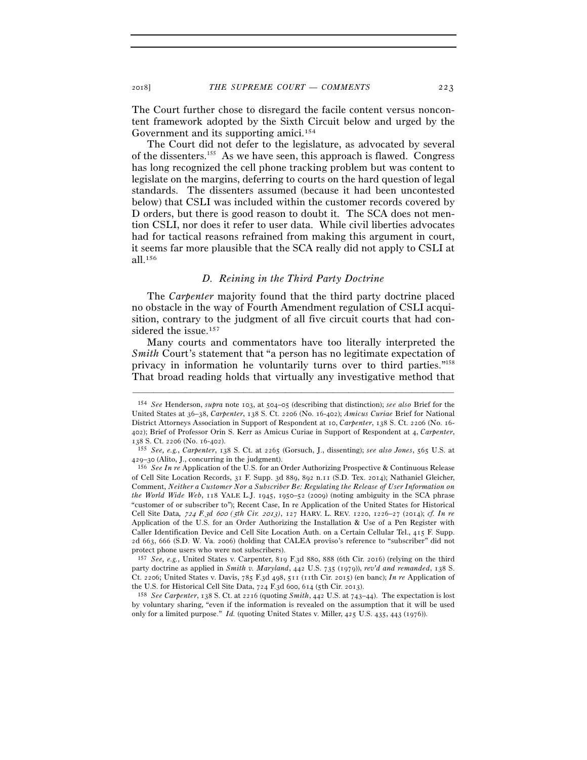The Court further chose to disregard the facile content versus noncontent framework adopted by the Sixth Circuit below and urged by the Government and its supporting amici.[154]

The Court did not defer to the legislature, as advocated by several of the dissenters.[155] As we have seen, this approach is flawed. Congress has long recognized the cell phone tracking problem but was content to legislate on the margins, deferring to courts on the hard question of legal standards. The dissenters assumed (because it had been uncontested below) that CSLI was included within the customer records covered by D orders, but there is good reason to doubt it. The SCA does not mention CSLI, nor does it refer to user data. While civil liberties advocates had for tactical reasons refrained from making this argument in court, it seems far more plausible that the SCA really did not apply to CSLI at all.[156]

### *D. Reining in the Third Party Doctrine*

The *Carpenter* majority found that the third party doctrine placed no obstacle in the way of Fourth Amendment regulation of CSLI acquisition, contrary to the judgment of all five circuit courts that had considered the issue.[157]

Many courts and commentators have too literally interpreted the *Smith* Court's statement that "a person has no legitimate expectation of privacy in information he voluntarily turns over to third parties."[158] That broad reading holds that virtually any investigative method that

---

[154] *See* Henderson, *supra* note 103, at 504–05 (describing that distinction); *see also* Brief for the United States at 36–38, *Carpenter*, 138 S. Ct. 2206 (No. 16-402); *Amicus Curiae* Brief for National District Attorneys Association in Support of Respondent at 10, *Carpenter*, 138 S. Ct. 2206 (No. 16-402); Brief of Professor Orin S. Kerr as Amicus Curiae in Support of Respondent at 4, *Carpenter*, 138 S. Ct. 2206 (No. 16-402).

[155] *See, e.g.*, *Carpenter*, 138 S. Ct. at 2265 (Gorsuch, J., dissenting); *see also Jones*, 565 U.S. at 429–30 (Alito, J., concurring in the judgment).

[156] *See In re* Application of the U.S. for an Order Authorizing Prospective & Continuous Release of Cell Site Location Records, 31 F. Supp. 3d 889, 892 n.11 (S.D. Tex. 2014); Nathaniel Gleicher, Comment, *Neither a Customer Nor a Subscriber Be: Regulating the Release of User Information on the World Wide Web*, 118 YALE L.J. 1945, 1950–52 (2009) (noting ambiguity in the SCA phrase "customer of or subscriber to"); Recent Case, In re Application of the United States for Historical Cell Site Data, *724 F.3d 600 (5th Cir. 2013)*, 127 HARV. L. REV. 1220, 1226–27 (2014); *cf. In re* Application of the U.S. for an Order Authorizing the Installation & Use of a Pen Register with Caller Identification Device and Cell Site Location Auth. on a Certain Cellular Tel., 415 F. Supp. 2d 663, 666 (S.D. W. Va. 2006) (holding that CALEA proviso's reference to "subscriber" did not protect phone users who were not subscribers).

[157] *See, e.g.*, United States v. Carpenter, 819 F.3d 880, 888 (6th Cir. 2016) (relying on the third party doctrine as applied in *Smith v. Maryland*, 442 U.S. 735 (1979)), *rev'd and remanded*, 138 S. Ct. 2206; United States v. Davis, 785 F.3d 498, 511 (11th Cir. 2015) (en banc); *In re* Application of the U.S. for Historical Cell Site Data, 724 F.3d 600, 614 (5th Cir. 2013).

[158] *See Carpenter*, 138 S. Ct. at 2216 (quoting *Smith*, 442 U.S. at 743–44). The expectation is lost by voluntary sharing, "even if the information is revealed on the assumption that it will be used only for a limited purpose." *Id.* (quoting United States v. Miller, 425 U.S. 435, 443 (1976)).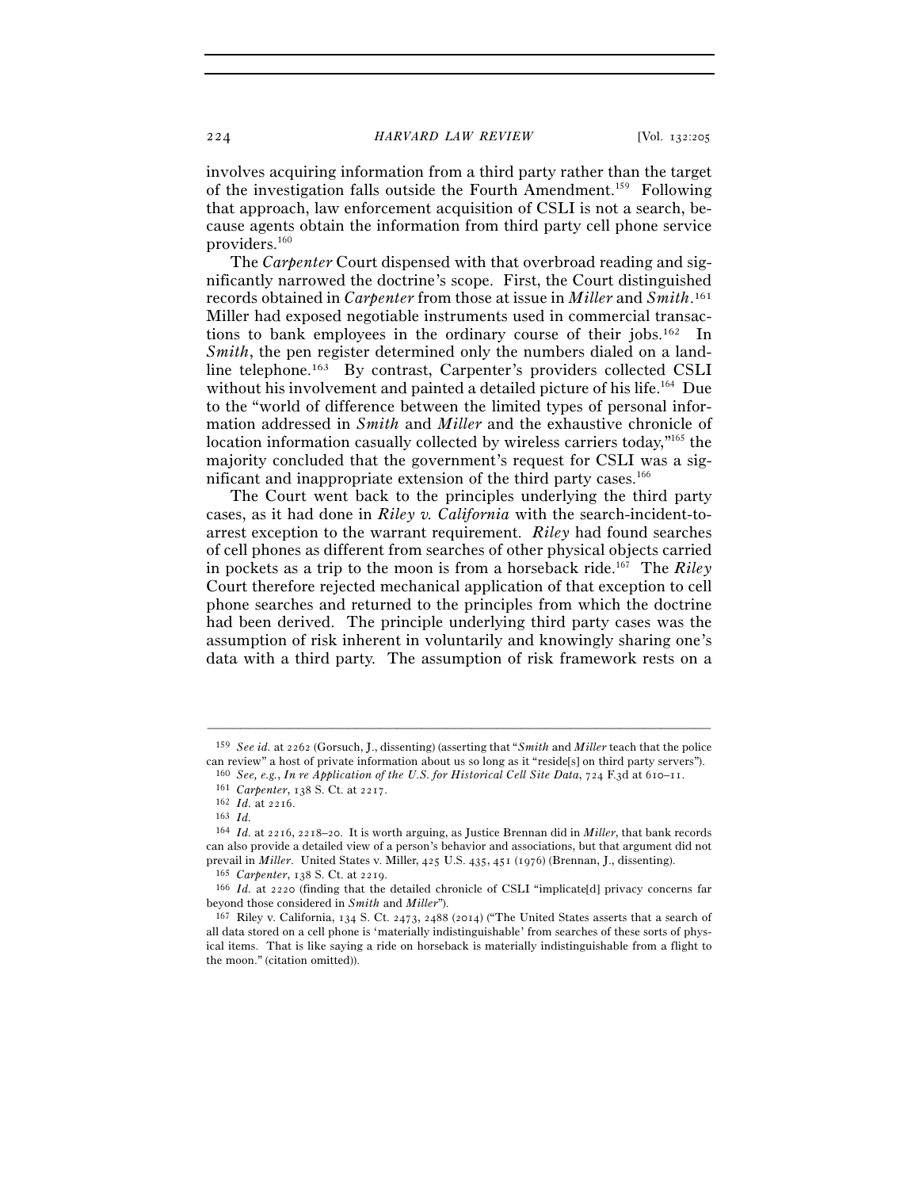involves acquiring information from a third party rather than the target of the investigation falls outside the Fourth Amendment.[159] Following that approach, law enforcement acquisition of CSLI is not a search, because agents obtain the information from third party cell phone service providers.[160]

The *Carpenter* Court dispensed with that overbroad reading and significantly narrowed the doctrine's scope. First, the Court distinguished records obtained in *Carpenter* from those at issue in *Miller* and *Smith*.[161] Miller had exposed negotiable instruments used in commercial transactions to bank employees in the ordinary course of their jobs.[162] In *Smith*, the pen register determined only the numbers dialed on a landline telephone.[163] By contrast, Carpenter's providers collected CSLI without his involvement and painted a detailed picture of his life.[164] Due to the "world of difference between the limited types of personal information addressed in *Smith* and *Miller* and the exhaustive chronicle of location information casually collected by wireless carriers today,"[165] the majority concluded that the government's request for CSLI was a significant and inappropriate extension of the third party cases.[166]

The Court went back to the principles underlying the third party cases, as it had done in *Riley v. California* with the search-incident-to-arrest exception to the warrant requirement. *Riley* had found searches of cell phones as different from searches of other physical objects carried in pockets as a trip to the moon is from a horseback ride.[167] The *Riley* Court therefore rejected mechanical application of that exception to cell phone searches and returned to the principles from which the doctrine had been derived. The principle underlying third party cases was the assumption of risk inherent in voluntarily and knowingly sharing one's data with a third party. The assumption of risk framework rests on a

---

[159] *See id.* at 2262 (Gorsuch, J., dissenting) (asserting that "*Smith* and *Miller* teach that the police can review" a host of private information about us so long as it "reside[s] on third party servers").

[160] *See, e.g.*, *In re Application of the U.S. for Historical Cell Site Data*, 724 F.3d at 610–11.

[161] *Carpenter*, 138 S. Ct. at 2217.

[162] *Id.* at 2216.

[163] *Id.*

[164] *Id.* at 2216, 2218–20. It is worth arguing, as Justice Brennan did in *Miller*, that bank records can also provide a detailed view of a person's behavior and associations, but that argument did not prevail in *Miller*. United States v. Miller, 425 U.S. 435, 451 (1976) (Brennan, J., dissenting).

[165] *Carpenter*, 138 S. Ct. at 2219.

[166] *Id.* at 2220 (finding that the detailed chronicle of CSLI "implicate[d] privacy concerns far beyond those considered in *Smith* and *Miller*").

[167] Riley v. California, 134 S. Ct. 2473, 2488 (2014) ("The United States asserts that a search of all data stored on a cell phone is 'materially indistinguishable' from searches of these sorts of physical items. That is like saying a ride on horseback is materially indistinguishable from a flight to the moon." (citation omitted)).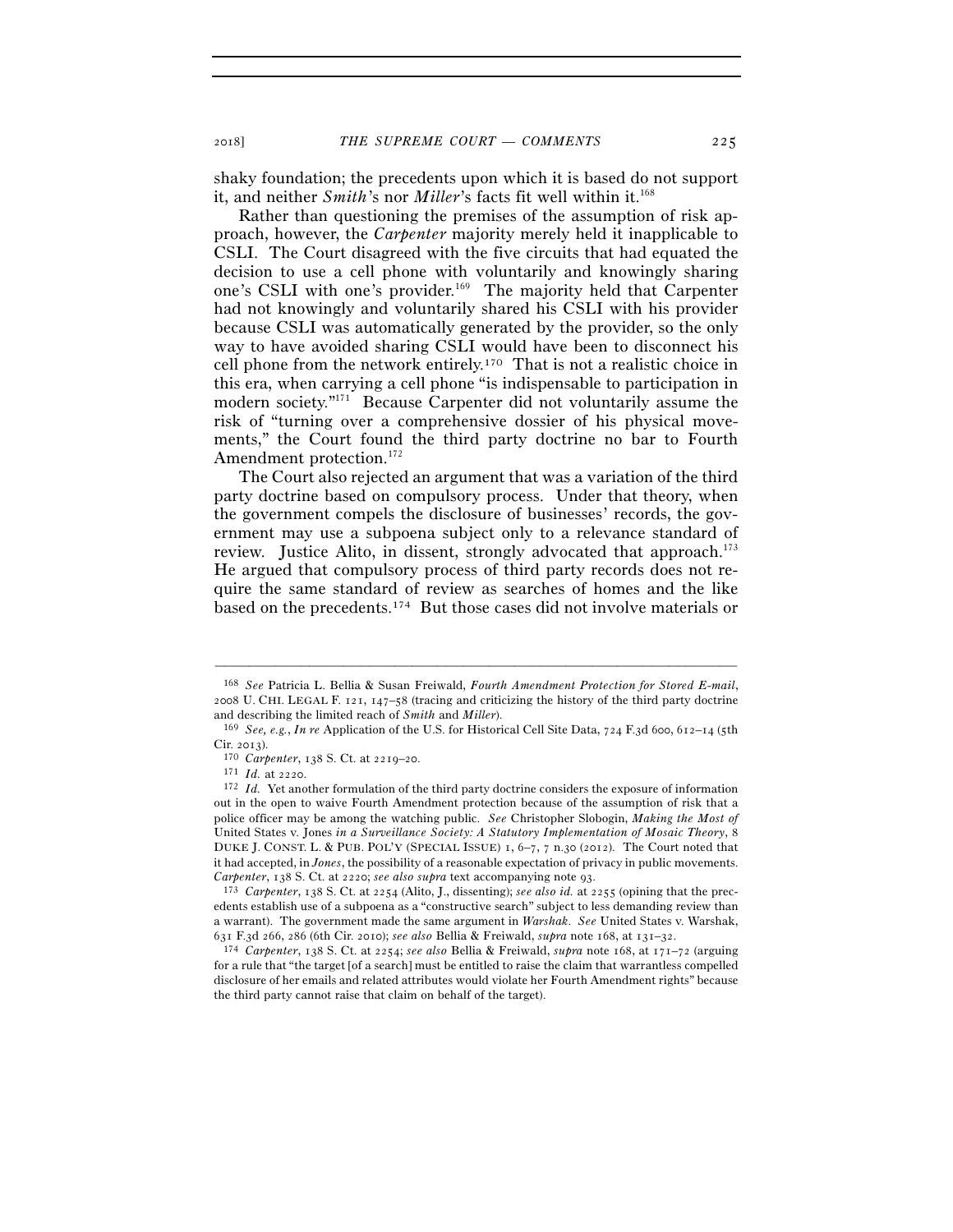shaky foundation; the precedents upon which it is based do not support it, and neither *Smith*'s nor *Miller*'s facts fit well within it.[168]

Rather than questioning the premises of the assumption of risk approach, however, the *Carpenter* majority merely held it inapplicable to CSLI. The Court disagreed with the five circuits that had equated the decision to use a cell phone with voluntarily and knowingly sharing one's CSLI with one's provider.[169] The majority held that Carpenter had not knowingly and voluntarily shared his CSLI with his provider because CSLI was automatically generated by the provider, so the only way to have avoided sharing CSLI would have been to disconnect his cell phone from the network entirely.[170] That is not a realistic choice in this era, when carrying a cell phone "is indispensable to participation in modern society."[171] Because Carpenter did not voluntarily assume the risk of "turning over a comprehensive dossier of his physical movements," the Court found the third party doctrine no bar to Fourth Amendment protection.[172]

The Court also rejected an argument that was a variation of the third party doctrine based on compulsory process. Under that theory, when the government compels the disclosure of businesses' records, the government may use a subpoena subject only to a relevance standard of review. Justice Alito, in dissent, strongly advocated that approach.[173] He argued that compulsory process of third party records does not require the same standard of review as searches of homes and the like based on the precedents.[174] But those cases did not involve materials or

---

[168] *See* Patricia L. Bellia & Susan Freiwald, *Fourth Amendment Protection for Stored E-mail*, 2008 U. CHI. LEGAL F. 121, 147–58 (tracing and criticizing the history of the third party doctrine and describing the limited reach of *Smith* and *Miller*).

[169] *See, e.g.*, *In re* Application of the U.S. for Historical Cell Site Data, 724 F.3d 600, 612–14 (5th Cir. 2013).

[170] *Carpenter*, 138 S. Ct. at 2219–20.

[171] *Id.* at 2220.

[172] *Id.* Yet another formulation of the third party doctrine considers the exposure of information out in the open to waive Fourth Amendment protection because of the assumption of risk that a police officer may be among the watching public. *See* Christopher Slobogin, *Making the Most of* United States v. Jones *in a Surveillance Society: A Statutory Implementation of Mosaic Theory*, 8 DUKE J. CONST. L. & PUB. POL'Y (SPECIAL ISSUE) 1, 6–7, 7 n.30 (2012). The Court noted that it had accepted, in *Jones*, the possibility of a reasonable expectation of privacy in public movements. *Carpenter*, 138 S. Ct. at 2220; *see also supra* text accompanying note 93.

[173] *Carpenter*, 138 S. Ct. at 2254 (Alito, J., dissenting); *see also id.* at 2255 (opining that the precedents establish use of a subpoena as a "constructive search" subject to less demanding review than a warrant). The government made the same argument in *Warshak*. *See* United States v. Warshak, 631 F.3d 266, 286 (6th Cir. 2010); *see also* Bellia & Freiwald, *supra* note 168, at 131–32.

[174] *Carpenter*, 138 S. Ct. at 2254; *see also* Bellia & Freiwald, *supra* note 168, at 171–72 (arguing for a rule that "the target [of a search] must be entitled to raise the claim that warrantless compelled disclosure of her emails and related attributes would violate her Fourth Amendment rights" because the third party cannot raise that claim on behalf of the target).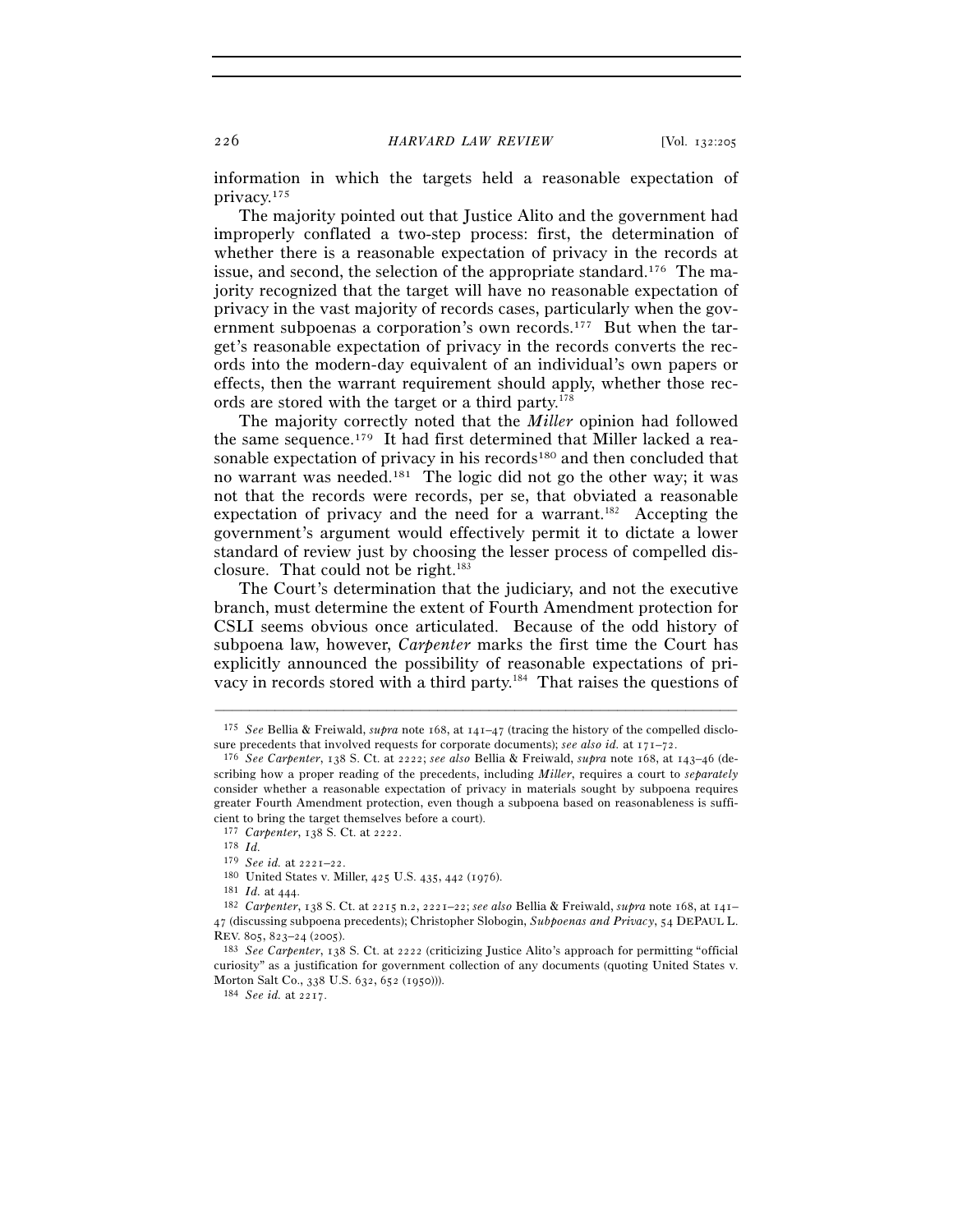information in which the targets held a reasonable expectation of privacy.[175]

The majority pointed out that Justice Alito and the government had improperly conflated a two-step process: first, the determination of whether there is a reasonable expectation of privacy in the records at issue, and second, the selection of the appropriate standard.[176] The majority recognized that the target will have no reasonable expectation of privacy in the vast majority of records cases, particularly when the government subpoenas a corporation's own records.[177] But when the target's reasonable expectation of privacy in the records converts the records into the modern-day equivalent of an individual's own papers or effects, then the warrant requirement should apply, whether those records are stored with the target or a third party.[178]

The majority correctly noted that the *Miller* opinion had followed the same sequence.[179] It had first determined that Miller lacked a reasonable expectation of privacy in his records[180] and then concluded that no warrant was needed.[181] The logic did not go the other way; it was not that the records were records, per se, that obviated a reasonable expectation of privacy and the need for a warrant.[182] Accepting the government's argument would effectively permit it to dictate a lower standard of review just by choosing the lesser process of compelled disclosure. That could not be right.[183]

The Court's determination that the judiciary, and not the executive branch, must determine the extent of Fourth Amendment protection for CSLI seems obvious once articulated. Because of the odd history of subpoena law, however, *Carpenter* marks the first time the Court has explicitly announced the possibility of reasonable expectations of privacy in records stored with a third party.[184] That raises the questions of

---

[175] *See* Bellia & Freiwald, *supra* note 168, at 141–47 (tracing the history of the compelled disclosure precedents that involved requests for corporate documents); *see also id.* at 171–72.

[176] *See Carpenter*, 138 S. Ct. at 2222; *see also* Bellia & Freiwald, *supra* note 168, at 143–46 (describing how a proper reading of the precedents, including *Miller*, requires a court to *separately* consider whether a reasonable expectation of privacy in materials sought by subpoena requires greater Fourth Amendment protection, even though a subpoena based on reasonableness is sufficient to bring the target themselves before a court).

[177] *Carpenter*, 138 S. Ct. at 2222.

[178] *Id.*

[179] *See id.* at 2221–22.

[180] United States v. Miller, 425 U.S. 435, 442 (1976).

[181] *Id.* at 444.

[182] *Carpenter*, 138 S. Ct. at 2215 n.2, 2221–22; *see also* Bellia & Freiwald, *supra* note 168, at 141–47 (discussing subpoena precedents); Christopher Slobogin, *Subpoenas and Privacy*, 54 DEPAUL L. REV. 805, 823–24 (2005).

[183] *See Carpenter*, 138 S. Ct. at 2222 (criticizing Justice Alito's approach for permitting "official curiosity" as a justification for government collection of any documents (quoting United States v. Morton Salt Co., 338 U.S. 632, 652 (1950))).

[184] *See id.* at 2217.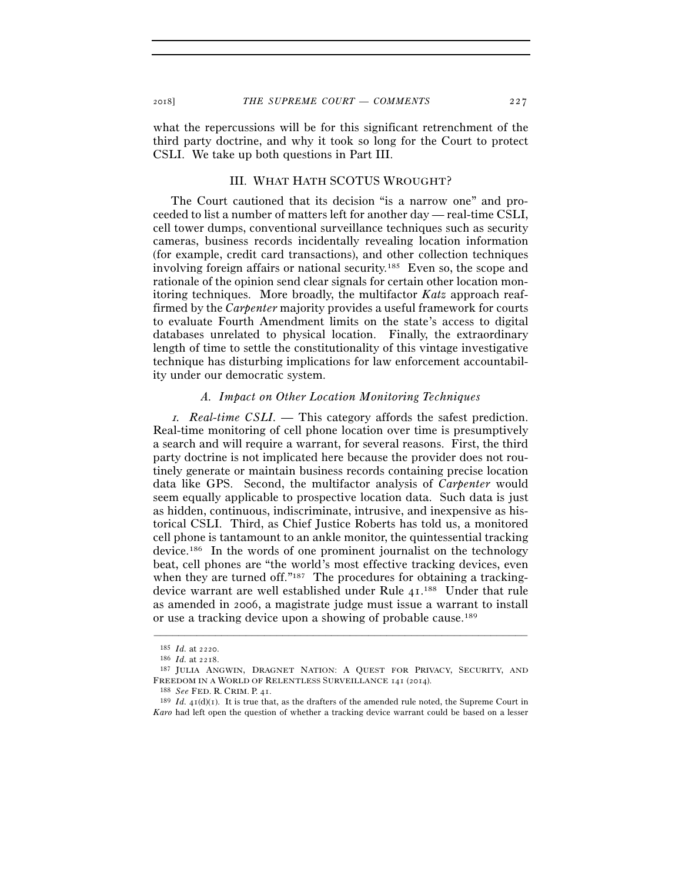what the repercussions will be for this significant retrenchment of the third party doctrine, and why it took so long for the Court to protect CSLI. We take up both questions in Part III.

## III. WHAT HATH SCOTUS WROUGHT?

The Court cautioned that its decision "is a narrow one" and proceeded to list a number of matters left for another day — real-time CSLI, cell tower dumps, conventional surveillance techniques such as security cameras, business records incidentally revealing location information (for example, credit card transactions), and other collection techniques involving foreign affairs or national security.[185] Even so, the scope and rationale of the opinion send clear signals for certain other location monitoring techniques. More broadly, the multifactor *Katz* approach reaffirmed by the *Carpenter* majority provides a useful framework for courts to evaluate Fourth Amendment limits on the state's access to digital databases unrelated to physical location. Finally, the extraordinary length of time to settle the constitutionality of this vintage investigative technique has disturbing implications for law enforcement accountability under our democratic system.

### *A. Impact on Other Location Monitoring Techniques*

*1. Real-time CSLI.* — This category affords the safest prediction. Real-time monitoring of cell phone location over time is presumptively a search and will require a warrant, for several reasons. First, the third party doctrine is not implicated here because the provider does not routinely generate or maintain business records containing precise location data like GPS. Second, the multifactor analysis of *Carpenter* would seem equally applicable to prospective location data. Such data is just as hidden, continuous, indiscriminate, intrusive, and inexpensive as historical CSLI. Third, as Chief Justice Roberts has told us, a monitored cell phone is tantamount to an ankle monitor, the quintessential tracking device.[186] In the words of one prominent journalist on the technology beat, cell phones are "the world's most effective tracking devices, even when they are turned off."[187] The procedures for obtaining a tracking-device warrant are well established under Rule 41.[188] Under that rule as amended in 2006, a magistrate judge must issue a warrant to install or use a tracking device upon a showing of probable cause.[189]

---

[185] *Id.* at 2220.

[186] *Id.* at 2218.

[187] JULIA ANGWIN, DRAGNET NATION: A QUEST FOR PRIVACY, SECURITY, AND FREEDOM IN A WORLD OF RELENTLESS SURVEILLANCE 141 (2014).

[188] *See* FED. R. CRIM. P. 41.

[189] *Id.* 41(d)(1). It is true that, as the drafters of the amended rule noted, the Supreme Court in *Karo* had left open the question of whether a tracking device warrant could be based on a lesser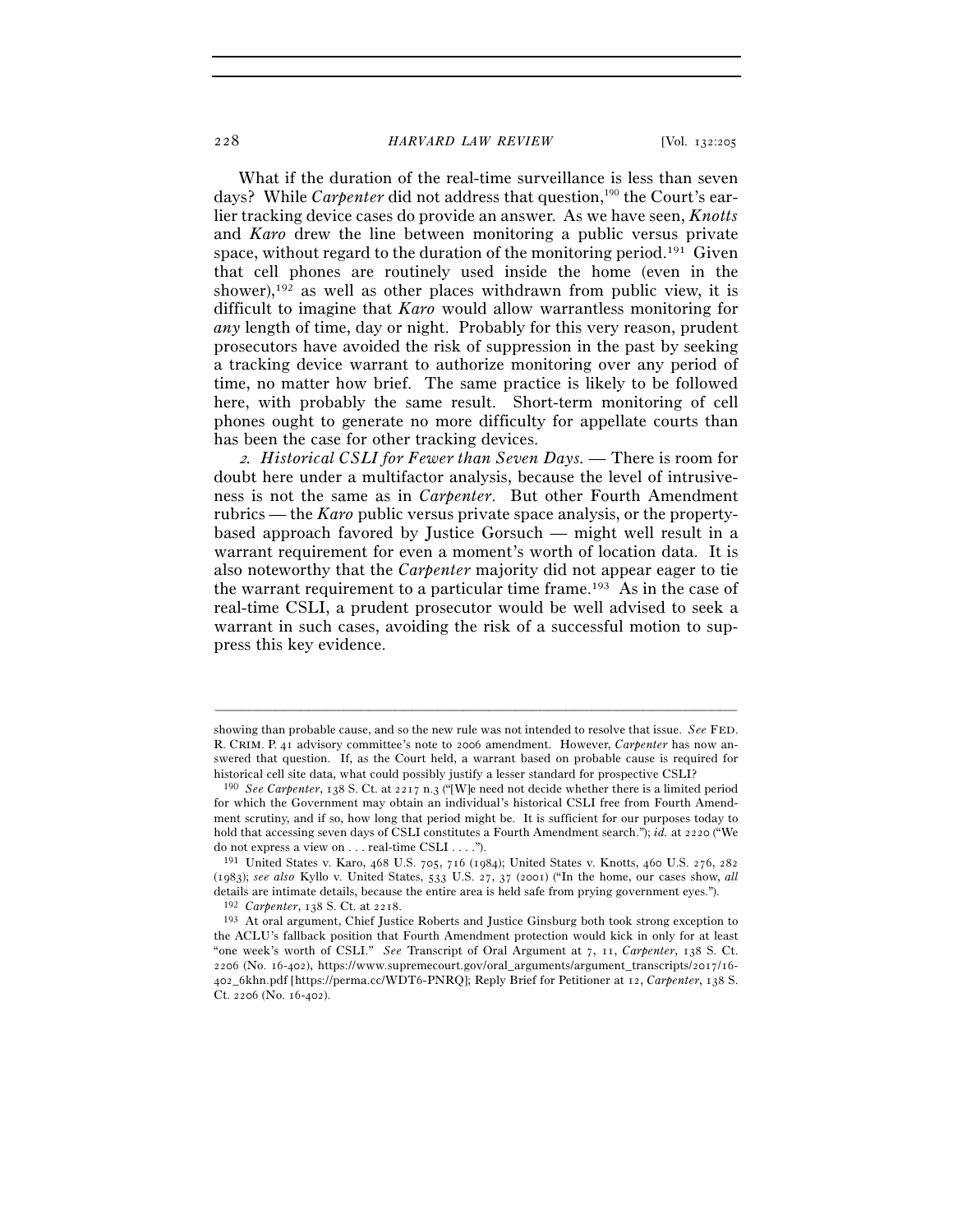What if the duration of the real-time surveillance is less than seven days? While *Carpenter* did not address that question,[190] the Court's earlier tracking device cases do provide an answer. As we have seen, *Knotts* and *Karo* drew the line between monitoring a public versus private space, without regard to the duration of the monitoring period.[191] Given that cell phones are routinely used inside the home (even in the shower),[192] as well as other places withdrawn from public view, it is difficult to imagine that *Karo* would allow warrantless monitoring for *any* length of time, day or night. Probably for this very reason, prudent prosecutors have avoided the risk of suppression in the past by seeking a tracking device warrant to authorize monitoring over any period of time, no matter how brief. The same practice is likely to be followed here, with probably the same result. Short-term monitoring of cell phones ought to generate no more difficulty for appellate courts than has been the case for other tracking devices.

*2. Historical CSLI for Fewer than Seven Days.* — There is room for doubt here under a multifactor analysis, because the level of intrusiveness is not the same as in *Carpenter*. But other Fourth Amendment rubrics — the *Karo* public versus private space analysis, or the property-based approach favored by Justice Gorsuch — might well result in a warrant requirement for even a moment's worth of location data. It is also noteworthy that the *Carpenter* majority did not appear eager to tie the warrant requirement to a particular time frame.[193] As in the case of real-time CSLI, a prudent prosecutor would be well advised to seek a warrant in such cases, avoiding the risk of a successful motion to suppress this key evidence.

---

showing than probable cause, and so the new rule was not intended to resolve that issue. *See* FED. R. CRIM. P. 41 advisory committee's note to 2006 amendment. However, *Carpenter* has now answered that question. If, as the Court held, a warrant based on probable cause is required for historical cell site data, what could possibly justify a lesser standard for prospective CSLI?

[190] *See Carpenter*, 138 S. Ct. at 2217 n.3 ("[W]e need not decide whether there is a limited period for which the Government may obtain an individual's historical CSLI free from Fourth Amendment scrutiny, and if so, how long that period might be. It is sufficient for our purposes today to hold that accessing seven days of CSLI constitutes a Fourth Amendment search."); *id.* at 2220 ("We do not express a view on . . . real-time CSLI . . . .").

[191] United States v. Karo, 468 U.S. 705, 716 (1984); United States v. Knotts, 460 U.S. 276, 282 (1983); *see also* Kyllo v. United States, 533 U.S. 27, 37 (2001) ("In the home, our cases show, *all* details are intimate details, because the entire area is held safe from prying government eyes.").

[192] *Carpenter*, 138 S. Ct. at 2218.

[193] At oral argument, Chief Justice Roberts and Justice Ginsburg both took strong exception to the ACLU's fallback position that Fourth Amendment protection would kick in only for at least "one week's worth of CSLI." *See* Transcript of Oral Argument at 7, 11, *Carpenter*, 138 S. Ct. 2206 (No. 16-402), https://www.supremecourt.gov/oral_arguments/argument_transcripts/2017/16-402_6khn.pdf [https://perma.cc/WDT6-PNRQ]; Reply Brief for Petitioner at 12, *Carpenter*, 138 S. Ct. 2206 (No. 16-402).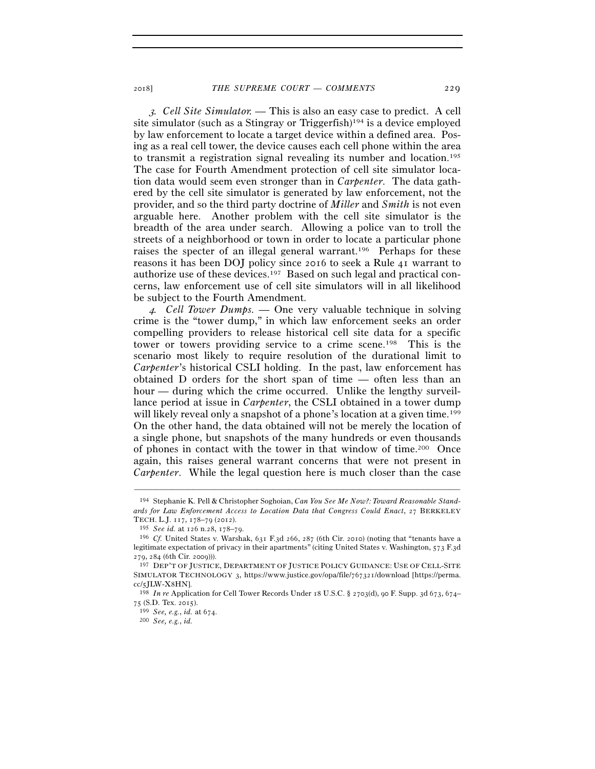*3. Cell Site Simulator.* — This is also an easy case to predict. A cell site simulator (such as a Stingray or Triggerfish)[194] is a device employed by law enforcement to locate a target device within a defined area. Posing as a real cell tower, the device causes each cell phone within the area to transmit a registration signal revealing its number and location.[195] The case for Fourth Amendment protection of cell site simulator location data would seem even stronger than in *Carpenter*. The data gathered by the cell site simulator is generated by law enforcement, not the provider, and so the third party doctrine of *Miller* and *Smith* is not even arguable here. Another problem with the cell site simulator is the breadth of the area under search. Allowing a police van to troll the streets of a neighborhood or town in order to locate a particular phone raises the specter of an illegal general warrant.[196] Perhaps for these reasons it has been DOJ policy since 2016 to seek a Rule 41 warrant to authorize use of these devices.[197] Based on such legal and practical concerns, law enforcement use of cell site simulators will in all likelihood be subject to the Fourth Amendment.

*4. Cell Tower Dumps.* — One very valuable technique in solving crime is the "tower dump," in which law enforcement seeks an order compelling providers to release historical cell site data for a specific tower or towers providing service to a crime scene.[198] This is the scenario most likely to require resolution of the durational limit to *Carpenter*'s historical CSLI holding. In the past, law enforcement has obtained D orders for the short span of time — often less than an hour — during which the crime occurred. Unlike the lengthy surveillance period at issue in *Carpenter*, the CSLI obtained in a tower dump will likely reveal only a snapshot of a phone's location at a given time.[199] On the other hand, the data obtained will not be merely the location of a single phone, but snapshots of the many hundreds or even thousands of phones in contact with the tower in that window of time.[200] Once again, this raises general warrant concerns that were not present in *Carpenter*. While the legal question here is much closer than the case

---

[194] Stephanie K. Pell & Christopher Soghoian, *Can You See Me Now?: Toward Reasonable Standards for Law Enforcement Access to Location Data that Congress Could Enact*, 27 BERKELEY TECH. L.J. 117, 178–79 (2012).

[195] *See id.* at 126 n.28, 178–79.

[196] *Cf.* United States v. Warshak, 631 F.3d 266, 287 (6th Cir. 2010) (noting that "tenants have a legitimate expectation of privacy in their apartments" (citing United States v. Washington, 573 F.3d 279, 284 (6th Cir. 2009))).

[197] DEP'T OF JUSTICE, DEPARTMENT OF JUSTICE POLICY GUIDANCE: USE OF CELL-SITE SIMULATOR TECHNOLOGY 3, https://www.justice.gov/opa/file/767321/download [https://perma.cc/5JLW-X8HN].

[198] *In re* Application for Cell Tower Records Under 18 U.S.C. § 2703(d), 90 F. Supp. 3d 673, 674–75 (S.D. Tex. 2015).

[199] *See, e.g.*, *id.* at 674.

[200] *See, e.g.*, *id.*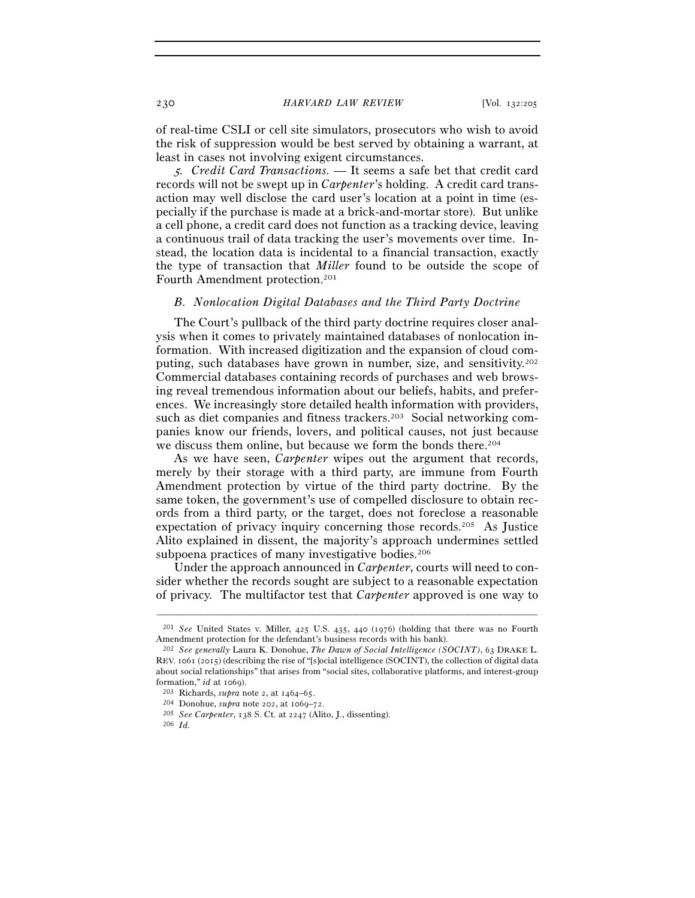of real-time CSLI or cell site simulators, prosecutors who wish to avoid the risk of suppression would be best served by obtaining a warrant, at least in cases not involving exigent circumstances.

*5. Credit Card Transactions.* — It seems a safe bet that credit card records will not be swept up in *Carpenter*'s holding. A credit card transaction may well disclose the card user's location at a point in time (especially if the purchase is made at a brick-and-mortar store). But unlike a cell phone, a credit card does not function as a tracking device, leaving a continuous trail of data tracking the user's movements over time. Instead, the location data is incidental to a financial transaction, exactly the type of transaction that *Miller* found to be outside the scope of Fourth Amendment protection.[201]

### *B. Nonlocation Digital Databases and the Third Party Doctrine*

The Court's pullback of the third party doctrine requires closer analysis when it comes to privately maintained databases of nonlocation information. With increased digitization and the expansion of cloud computing, such databases have grown in number, size, and sensitivity.[202] Commercial databases containing records of purchases and web browsing reveal tremendous information about our beliefs, habits, and preferences. We increasingly store detailed health information with providers, such as diet companies and fitness trackers.[203] Social networking companies know our friends, lovers, and political causes, not just because we discuss them online, but because we form the bonds there.[204]

As we have seen, *Carpenter* wipes out the argument that records, merely by their storage with a third party, are immune from Fourth Amendment protection by virtue of the third party doctrine. By the same token, the government's use of compelled disclosure to obtain records from a third party, or the target, does not foreclose a reasonable expectation of privacy inquiry concerning those records.[205] As Justice Alito explained in dissent, the majority's approach undermines settled subpoena practices of many investigative bodies.[206]

Under the approach announced in *Carpenter*, courts will need to consider whether the records sought are subject to a reasonable expectation of privacy. The multifactor test that *Carpenter* approved is one way to

---

[201] *See* United States v. Miller, 425 U.S. 435, 440 (1976) (holding that there was no Fourth Amendment protection for the defendant's business records with his bank).

[202] *See generally* Laura K. Donohue, *The Dawn of Social Intelligence (SOCINT)*, 63 DRAKE L. REV. 1061 (2015) (describing the rise of "[s]ocial intelligence (SOCINT), the collection of digital data about social relationships" that arises from "social sites, collaborative platforms, and interest-group formation," *id* at 1069).

[203] Richards, *supra* note 2, at 1464–65.

[204] Donohue, *supra* note 202, at 1069–72.

[205] *See Carpenter*, 138 S. Ct. at 2247 (Alito, J., dissenting).

[206] *Id.*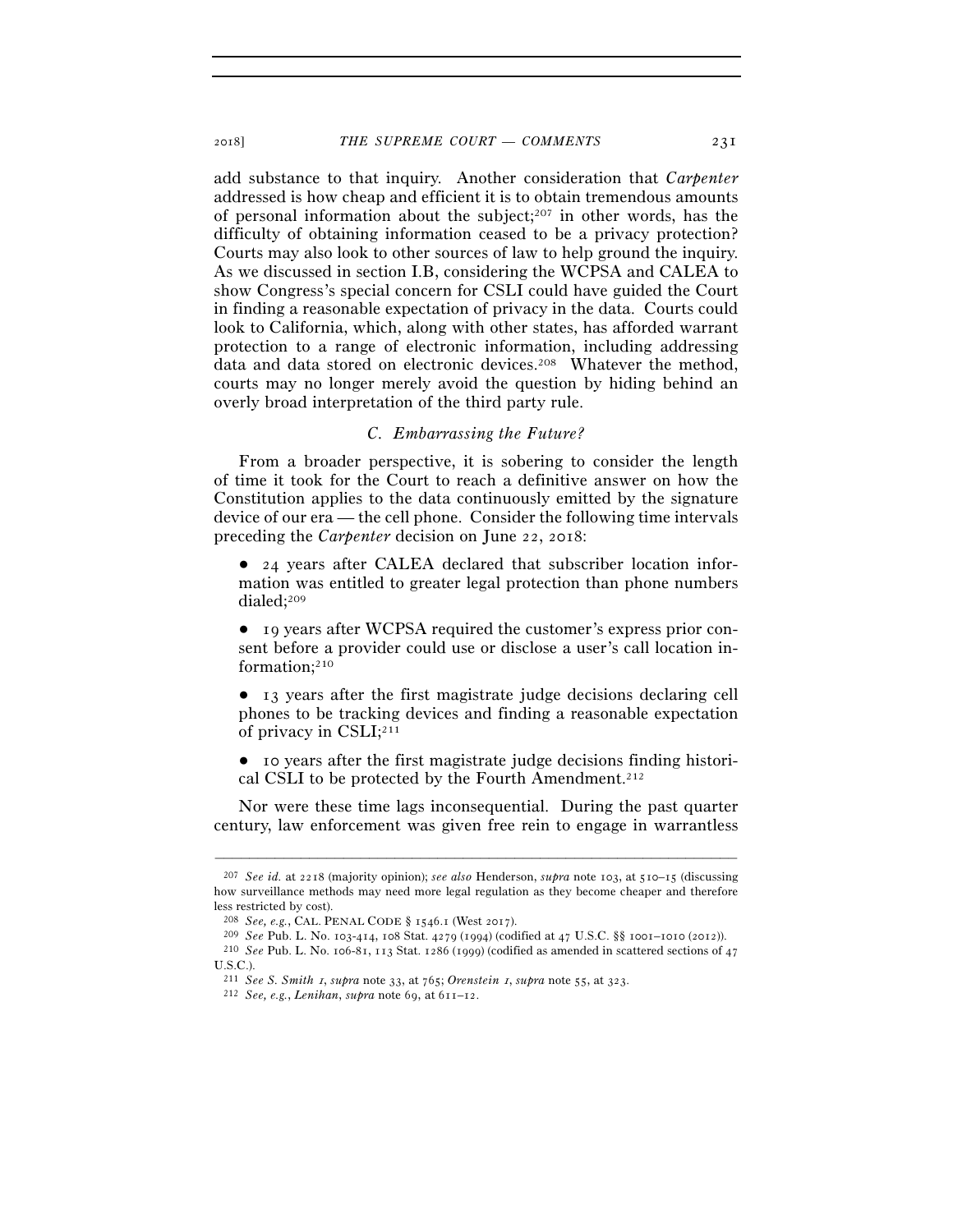add substance to that inquiry. Another consideration that *Carpenter* addressed is how cheap and efficient it is to obtain tremendous amounts of personal information about the subject;[207] in other words, has the difficulty of obtaining information ceased to be a privacy protection? Courts may also look to other sources of law to help ground the inquiry. As we discussed in section I.B, considering the WCPSA and CALEA to show Congress's special concern for CSLI could have guided the Court in finding a reasonable expectation of privacy in the data. Courts could look to California, which, along with other states, has afforded warrant protection to a range of electronic information, including addressing data and data stored on electronic devices.[208] Whatever the method, courts may no longer merely avoid the question by hiding behind an overly broad interpretation of the third party rule.

### C. Embarrassing the Future?

From a broader perspective, it is sobering to consider the length of time it took for the Court to reach a definitive answer on how the Constitution applies to the data continuously emitted by the signature device of our era — the cell phone. Consider the following time intervals preceding the *Carpenter* decision on June 22, 2018:

- 24 years after CALEA declared that subscriber location information was entitled to greater legal protection than phone numbers dialed;[209]
- 19 years after WCPSA required the customer's express prior consent before a provider could use or disclose a user's call location information;[210]
- 13 years after the first magistrate judge decisions declaring cell phones to be tracking devices and finding a reasonable expectation of privacy in CSLI;[211]
- 10 years after the first magistrate judge decisions finding historical CSLI to be protected by the Fourth Amendment.[212]

Nor were these time lags inconsequential. During the past quarter century, law enforcement was given free rein to engage in warrantless

---

[207] *See id.* at 2218 (majority opinion); *see also* Henderson, *supra* note 103, at 510–15 (discussing how surveillance methods may need more legal regulation as they become cheaper and therefore less restricted by cost).

[208] *See, e.g.*, CAL. PENAL CODE § 1546.1 (West 2017).

[209] *See* Pub. L. No. 103-414, 108 Stat. 4279 (1994) (codified at 47 U.S.C. §§ 1001–1010 (2012)).

[210] *See* Pub. L. No. 106-81, 113 Stat. 1286 (1999) (codified as amended in scattered sections of 47 U.S.C.).

[211] *See S. Smith I*, *supra* note 33, at 765; *Orenstein I*, *supra* note 55, at 323.

[212] *See, e.g.*, *Lenihan*, *supra* note 69, at 611–12.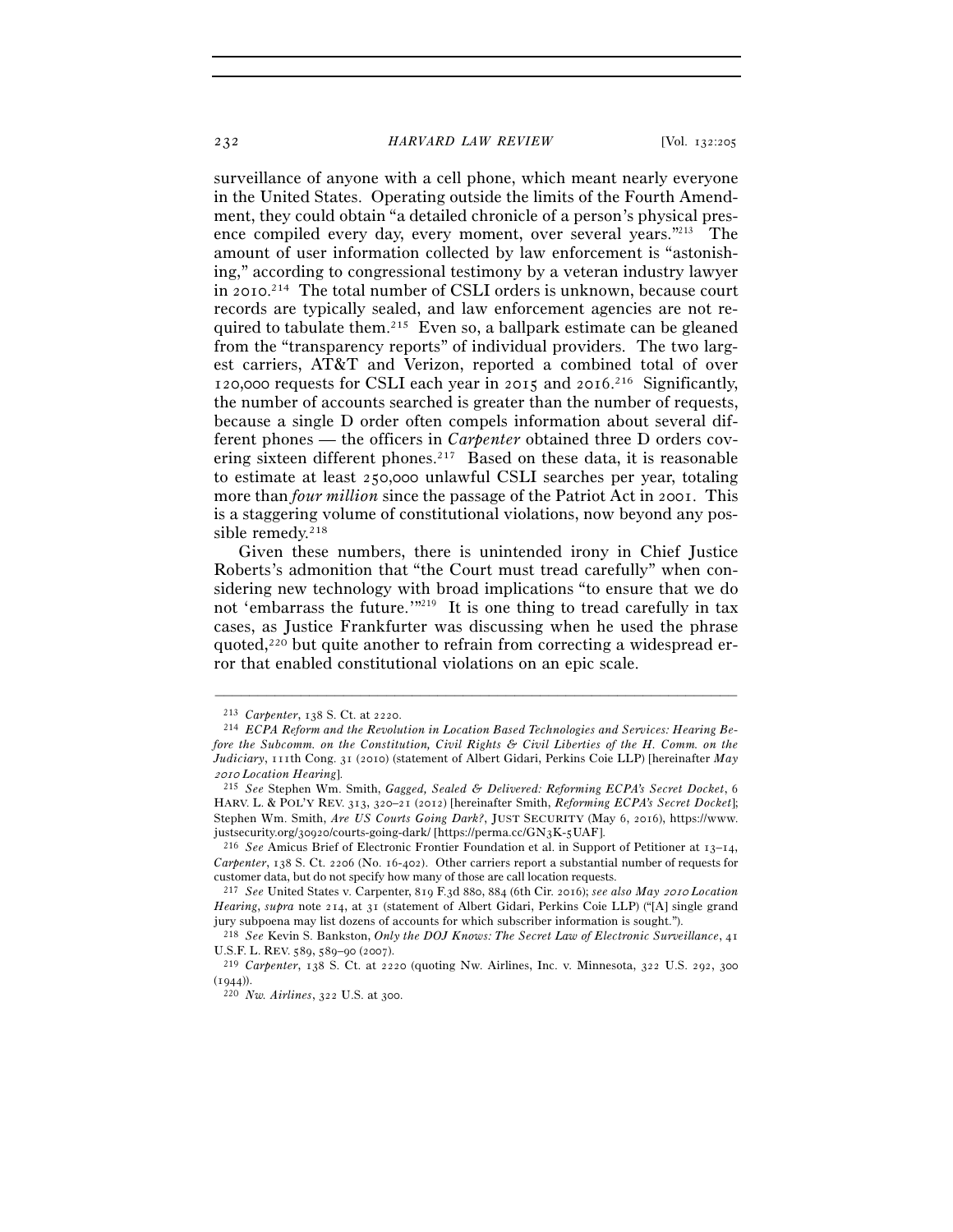surveillance of anyone with a cell phone, which meant nearly everyone in the United States. Operating outside the limits of the Fourth Amendment, they could obtain "a detailed chronicle of a person's physical presence compiled every day, every moment, over several years."[213] The amount of user information collected by law enforcement is "astonishing," according to congressional testimony by a veteran industry lawyer in 2010.[214] The total number of CSLI orders is unknown, because court records are typically sealed, and law enforcement agencies are not required to tabulate them.[215] Even so, a ballpark estimate can be gleaned from the "transparency reports" of individual providers. The two largest carriers, AT&T and Verizon, reported a combined total of over 120,000 requests for CSLI each year in 2015 and 2016.[216] Significantly, the number of accounts searched is greater than the number of requests, because a single D order often compels information about several different phones — the officers in *Carpenter* obtained three D orders covering sixteen different phones.[217] Based on these data, it is reasonable to estimate at least 250,000 unlawful CSLI searches per year, totaling more than *four million* since the passage of the Patriot Act in 2001. This is a staggering volume of constitutional violations, now beyond any possible remedy.[218]

Given these numbers, there is unintended irony in Chief Justice Roberts's admonition that "the Court must tread carefully" when considering new technology with broad implications "to ensure that we do not 'embarrass the future.'"[219] It is one thing to tread carefully in tax cases, as Justice Frankfurter was discussing when he used the phrase quoted,[220] but quite another to refrain from correcting a widespread error that enabled constitutional violations on an epic scale.

---

[213] *Carpenter*, 138 S. Ct. at 2220.

[214] *ECPA Reform and the Revolution in Location Based Technologies and Services: Hearing Before the Subcomm. on the Constitution, Civil Rights & Civil Liberties of the H. Comm. on the Judiciary*, 111th Cong. 31 (2010) (statement of Albert Gidari, Perkins Coie LLP) [hereinafter *May 2010 Location Hearing*].

[215] *See* Stephen Wm. Smith, *Gagged, Sealed & Delivered: Reforming ECPA's Secret Docket*, 6 HARV. L. & POL'Y REV. 313, 320–21 (2012) [hereinafter Smith, *Reforming ECPA's Secret Docket*]; Stephen Wm. Smith, *Are US Courts Going Dark?*, JUST SECURITY (May 6, 2016), https://www.justsecurity.org/30920/courts-going-dark/ [https://perma.cc/GN3K-5UAF].

[216] *See* Amicus Brief of Electronic Frontier Foundation et al. in Support of Petitioner at 13–14, *Carpenter*, 138 S. Ct. 2206 (No. 16-402). Other carriers report a substantial number of requests for customer data, but do not specify how many of those are call location requests.

[217] *See* United States v. Carpenter, 819 F.3d 880, 884 (6th Cir. 2016); *see also May 2010 Location Hearing*, *supra* note 214, at 31 (statement of Albert Gidari, Perkins Coie LLP) ("[A] single grand jury subpoena may list dozens of accounts for which subscriber information is sought.").

[218] *See* Kevin S. Bankston, *Only the DOJ Knows: The Secret Law of Electronic Surveillance*, 41 U.S.F. L. REV. 589, 589–90 (2007).

[219] *Carpenter*, 138 S. Ct. at 2220 (quoting Nw. Airlines, Inc. v. Minnesota, 322 U.S. 292, 300 (1944)).

[220] *Nw. Airlines*, 322 U.S. at 300.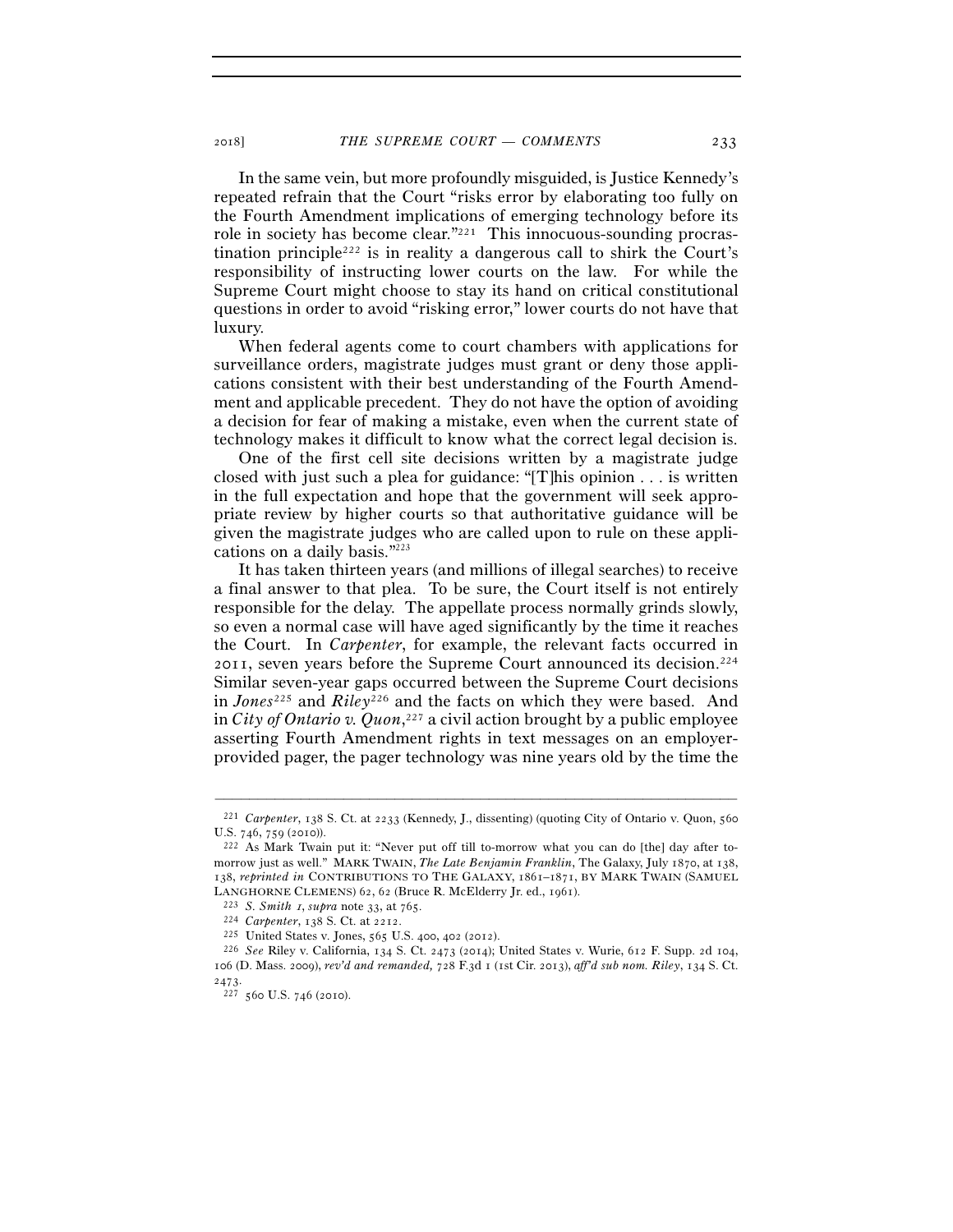In the same vein, but more profoundly misguided, is Justice Kennedy's repeated refrain that the Court "risks error by elaborating too fully on the Fourth Amendment implications of emerging technology before its role in society has become clear."[221] This innocuous-sounding procrastination principle[222] is in reality a dangerous call to shirk the Court's responsibility of instructing lower courts on the law. For while the Supreme Court might choose to stay its hand on critical constitutional questions in order to avoid "risking error," lower courts do not have that luxury.

When federal agents come to court chambers with applications for surveillance orders, magistrate judges must grant or deny those applications consistent with their best understanding of the Fourth Amendment and applicable precedent. They do not have the option of avoiding a decision for fear of making a mistake, even when the current state of technology makes it difficult to know what the correct legal decision is.

One of the first cell site decisions written by a magistrate judge closed with just such a plea for guidance: "[T]his opinion . . . is written in the full expectation and hope that the government will seek appropriate review by higher courts so that authoritative guidance will be given the magistrate judges who are called upon to rule on these applications on a daily basis."[223]

It has taken thirteen years (and millions of illegal searches) to receive a final answer to that plea. To be sure, the Court itself is not entirely responsible for the delay. The appellate process normally grinds slowly, so even a normal case will have aged significantly by the time it reaches the Court. In *Carpenter*, for example, the relevant facts occurred in 2011, seven years before the Supreme Court announced its decision.[224] Similar seven-year gaps occurred between the Supreme Court decisions in *Jones*[225] and *Riley*[226] and the facts on which they were based. And in *City of Ontario v. Quon*,[227] a civil action brought by a public employee asserting Fourth Amendment rights in text messages on an employer-provided pager, the pager technology was nine years old by the time the

---

[221] *Carpenter*, 138 S. Ct. at 2233 (Kennedy, J., dissenting) (quoting City of Ontario v. Quon, 560 U.S. 746, 759 (2010)).

[222] As Mark Twain put it: "Never put off till to-morrow what you can do [the] day after to-morrow just as well." MARK TWAIN, *The Late Benjamin Franklin*, The Galaxy, July 1870, at 138, 138, *reprinted in* CONTRIBUTIONS TO THE GALAXY, 1861–1871, BY MARK TWAIN (SAMUEL LANGHORNE CLEMENS) 62, 62 (Bruce R. McElderry Jr. ed., 1961).

[223] *S. Smith I*, *supra* note 33, at 765.

[224] *Carpenter*, 138 S. Ct. at 2212.

[225] United States v. Jones, 565 U.S. 400, 402 (2012).

[226] *See* Riley v. California, 134 S. Ct. 2473 (2014); United States v. Wurie, 612 F. Supp. 2d 104, 106 (D. Mass. 2009), *rev'd and remanded,* 728 F.3d 1 (1st Cir. 2013), *aff'd sub nom. Riley*, 134 S. Ct. 2473.

[227] 560 U.S. 746 (2010).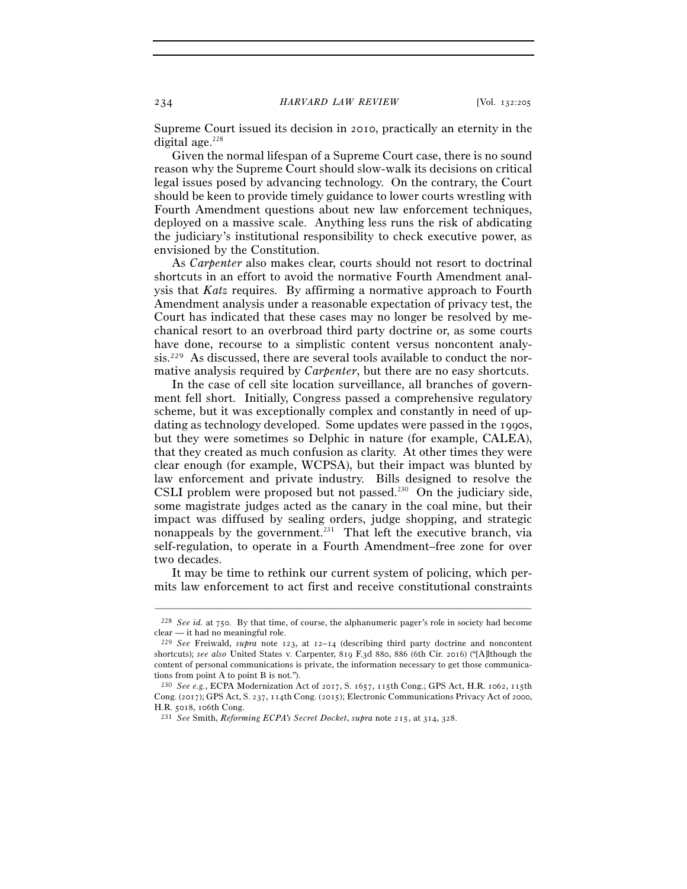Supreme Court issued its decision in 2010, practically an eternity in the digital age.[228]

Given the normal lifespan of a Supreme Court case, there is no sound reason why the Supreme Court should slow-walk its decisions on critical legal issues posed by advancing technology. On the contrary, the Court should be keen to provide timely guidance to lower courts wrestling with Fourth Amendment questions about new law enforcement techniques, deployed on a massive scale. Anything less runs the risk of abdicating the judiciary's institutional responsibility to check executive power, as envisioned by the Constitution.

As *Carpenter* also makes clear, courts should not resort to doctrinal shortcuts in an effort to avoid the normative Fourth Amendment analysis that *Katz* requires. By affirming a normative approach to Fourth Amendment analysis under a reasonable expectation of privacy test, the Court has indicated that these cases may no longer be resolved by mechanical resort to an overbroad third party doctrine or, as some courts have done, recourse to a simplistic content versus noncontent analysis.[229] As discussed, there are several tools available to conduct the normative analysis required by *Carpenter*, but there are no easy shortcuts.

In the case of cell site location surveillance, all branches of government fell short. Initially, Congress passed a comprehensive regulatory scheme, but it was exceptionally complex and constantly in need of updating as technology developed. Some updates were passed in the 1990s, but they were sometimes so Delphic in nature (for example, CALEA), that they created as much confusion as clarity. At other times they were clear enough (for example, WCPSA), but their impact was blunted by law enforcement and private industry. Bills designed to resolve the CSLI problem were proposed but not passed.[230] On the judiciary side, some magistrate judges acted as the canary in the coal mine, but their impact was diffused by sealing orders, judge shopping, and strategic nonappeals by the government.[231] That left the executive branch, via self-regulation, to operate in a Fourth Amendment–free zone for over two decades.

It may be time to rethink our current system of policing, which permits law enforcement to act first and receive constitutional constraints

---

[228] *See id.* at 750. By that time, of course, the alphanumeric pager's role in society had become clear — it had no meaningful role.

[229] *See* Freiwald, *supra* note 123, at 12–14 (describing third party doctrine and noncontent shortcuts); *see also* United States v. Carpenter, 819 F.3d 880, 886 (6th Cir. 2016) ("[A]lthough the content of personal communications is private, the information necessary to get those communications from point A to point B is not.").

[230] *See e.g.*, ECPA Modernization Act of 2017, S. 1657, 115th Cong.; GPS Act, H.R. 1062, 115th Cong. (2017); GPS Act, S. 237, 114th Cong. (2015); Electronic Communications Privacy Act of 2000, H.R. 5018, 106th Cong.

[231] *See* Smith, *Reforming ECPA's Secret Docket*, *supra* note 215, at 314, 328.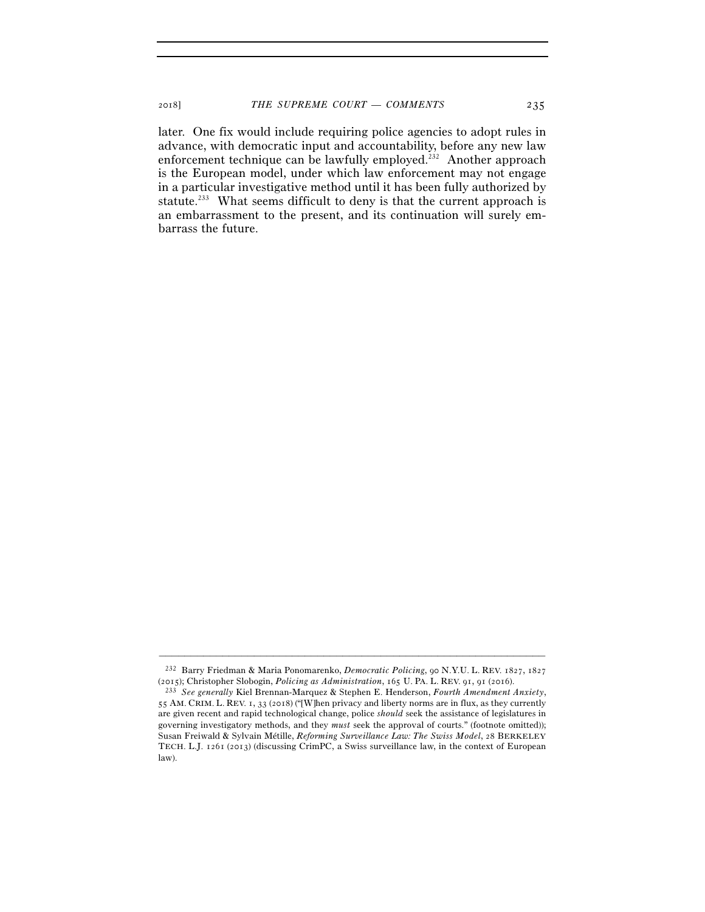later. One fix would include requiring police agencies to adopt rules in advance, with democratic input and accountability, before any new law enforcement technique can be lawfully employed.[232] Another approach is the European model, under which law enforcement may not engage in a particular investigative method until it has been fully authorized by statute.[233] What seems difficult to deny is that the current approach is an embarrassment to the present, and its continuation will surely embarrass the future.

---

[232] Barry Friedman & Maria Ponomarenko, *Democratic Policing*, 90 N.Y.U. L. REV. 1827, 1827 (2015); Christopher Slobogin, *Policing as Administration*, 165 U. PA. L. REV. 91, 91 (2016).

[233] *See generally* Kiel Brennan-Marquez & Stephen E. Henderson, *Fourth Amendment Anxiety*, 55 AM. CRIM. L. REV. 1, 33 (2018) ("[W]hen privacy and liberty norms are in flux, as they currently are given recent and rapid technological change, police *should* seek the assistance of legislatures in governing investigatory methods, and they *must* seek the approval of courts." (footnote omitted)); Susan Freiwald & Sylvain Métille, *Reforming Surveillance Law: The Swiss Model*, 28 BERKELEY TECH. L.J. 1261 (2013) (discussing CrimPC, a Swiss surveillance law, in the context of European law).